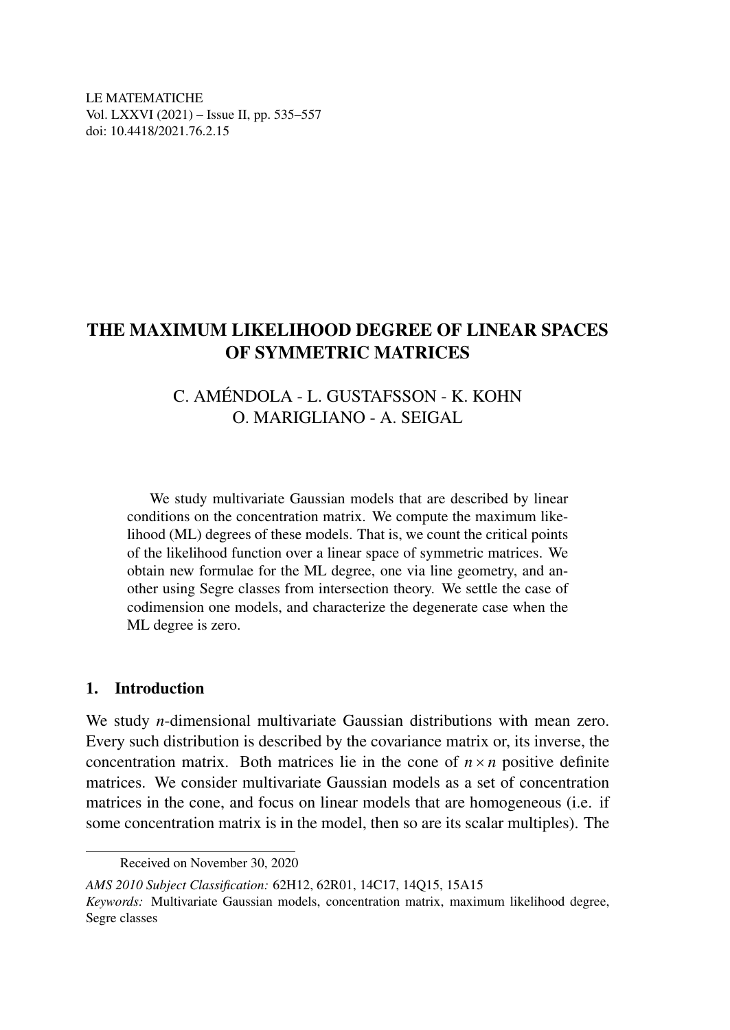LE MATEMATICHE
Vol. LXXVI (2021) – Issue II, pp. 535–557
doi: 10.4418/2021.76.2.15

# THE MAXIMUM LIKELIHOOD DEGREE OF LINEAR SPACES OF SYMMETRIC MATRICES

C. AMÉNDOLA - L. GUSTAFSSON - K. KOHN
O. MARIGLIANO - A. SEIGAL

We study multivariate Gaussian models that are described by linear conditions on the concentration matrix. We compute the maximum likelihood (ML) degrees of these models. That is, we count the critical points of the likelihood function over a linear space of symmetric matrices. We obtain new formulae for the ML degree, one via line geometry, and another using Segre classes from intersection theory. We settle the case of codimension one models, and characterize the degenerate case when the ML degree is zero.

## 1. Introduction

We study $n$-dimensional multivariate Gaussian distributions with mean zero. Every such distribution is described by the covariance matrix or, its inverse, the concentration matrix. Both matrices lie in the cone of $n \times n$ positive definite matrices. We consider multivariate Gaussian models as a set of concentration matrices in the cone, and focus on linear models that are homogeneous (i.e. if some concentration matrix is in the model, then so are its scalar multiples). The

---

Received on November 30, 2020

*AMS 2010 Subject Classification:* 62H12, 62R01, 14C17, 14Q15, 15A15

*Keywords:* Multivariate Gaussian models, concentration matrix, maximum likelihood degree, Segre classes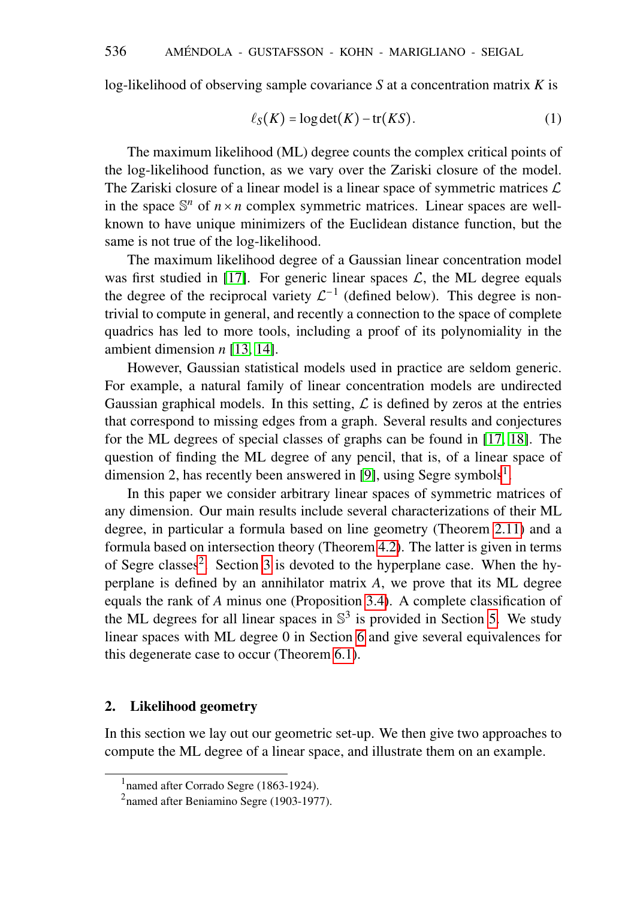log-likelihood of observing sample covariance $S$ at a concentration matrix $K$ is

$$\ell_S(K) = \log\det(K) - \operatorname{tr}(KS). \tag{1}$$

The maximum likelihood (ML) degree counts the complex critical points of the log-likelihood function, as we vary over the Zariski closure of the model. The Zariski closure of a linear model is a linear space of symmetric matrices $\mathcal{L}$ in the space $\mathbb{S}^n$ of $n \times n$ complex symmetric matrices. Linear spaces are well-known to have unique minimizers of the Euclidean distance function, but the same is not true of the log-likelihood.

The maximum likelihood degree of a Gaussian linear concentration model was first studied in [17]. For generic linear spaces $\mathcal{L}$, the ML degree equals the degree of the reciprocal variety $\mathcal{L}^{-1}$ (defined below). This degree is non-trivial to compute in general, and recently a connection to the space of complete quadrics has led to more tools, including a proof of its polynomiality in the ambient dimension $n$ [13, 14].

However, Gaussian statistical models used in practice are seldom generic. For example, a natural family of linear concentration models are undirected Gaussian graphical models. In this setting, $\mathcal{L}$ is defined by zeros at the entries that correspond to missing edges from a graph. Several results and conjectures for the ML degrees of special classes of graphs can be found in [17, 18]. The question of finding the ML degree of any pencil, that is, of a linear space of dimension 2, has recently been answered in [9], using Segre symbols[1].

In this paper we consider arbitrary linear spaces of symmetric matrices of any dimension. Our main results include several characterizations of their ML degree, in particular a formula based on line geometry (Theorem 2.11) and a formula based on intersection theory (Theorem 4.2). The latter is given in terms of Segre classes[2]. Section 3 is devoted to the hyperplane case. When the hyperplane is defined by an annihilator matrix $A$, we prove that its ML degree equals the rank of $A$ minus one (Proposition 3.4). A complete classification of the ML degrees for all linear spaces in $\mathbb{S}^3$ is provided in Section 5. We study linear spaces with ML degree 0 in Section 6 and give several equivalences for this degenerate case to occur (Theorem 6.1).

## 2. Likelihood geometry

In this section we lay out our geometric set-up. We then give two approaches to compute the ML degree of a linear space, and illustrate them on an example.

---

[1] named after Corrado Segre (1863-1924).

[2] named after Beniamino Segre (1903-1977).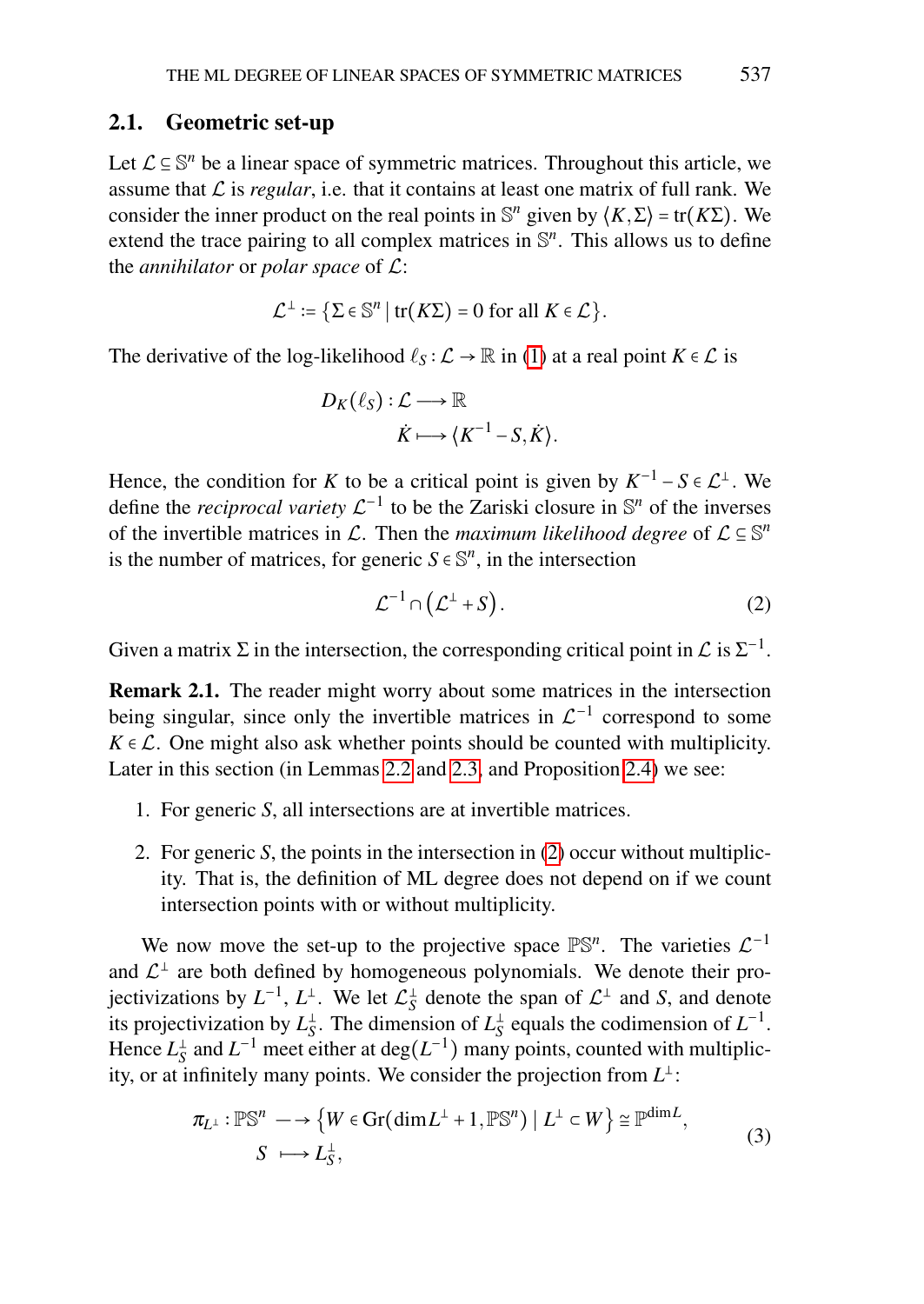## 2.1. Geometric set-up

Let $\mathcal{L} \subseteq \mathbb{S}^n$ be a linear space of symmetric matrices. Throughout this article, we assume that $\mathcal{L}$ is *regular*, i.e. that it contains at least one matrix of full rank. We consider the inner product on the real points in $\mathbb{S}^n$ given by $\langle K, \Sigma \rangle = \operatorname{tr}(K\Sigma)$. We extend the trace pairing to all complex matrices in $\mathbb{S}^n$. This allows us to define the *annihilator* or *polar space* of $\mathcal{L}$:

$$\mathcal{L}^{\perp} := \{\Sigma \in \mathbb{S}^n \mid \operatorname{tr}(K\Sigma) = 0 \text{ for all } K \in \mathcal{L}\}.$$

The derivative of the log-likelihood $\ell_S : \mathcal{L} \to \mathbb{R}$ in (1) at a real point $K \in \mathcal{L}$ is

$$\begin{aligned} D_K(\ell_S) : \mathcal{L} &\longrightarrow \mathbb{R} \\ \dot{K} &\longmapsto \langle K^{-1} - S, \dot{K} \rangle. \end{aligned}$$

Hence, the condition for $K$ to be a critical point is given by $K^{-1} - S \in \mathcal{L}^{\perp}$. We define the *reciprocal variety* $\mathcal{L}^{-1}$ to be the Zariski closure in $\mathbb{S}^n$ of the inverses of the invertible matrices in $\mathcal{L}$. Then the *maximum likelihood degree* of $\mathcal{L} \subseteq \mathbb{S}^n$ is the number of matrices, for generic $S \in \mathbb{S}^n$, in the intersection

$$\mathcal{L}^{-1} \cap \left(\mathcal{L}^{\perp} + S\right). \tag{2}$$

Given a matrix $\Sigma$ in the intersection, the corresponding critical point in $\mathcal{L}$ is $\Sigma^{-1}$.

**Remark 2.1.** The reader might worry about some matrices in the intersection being singular, since only the invertible matrices in $\mathcal{L}^{-1}$ correspond to some $K \in \mathcal{L}$. One might also ask whether points should be counted with multiplicity. Later in this section (in Lemmas 2.2 and 2.3, and Proposition 2.4) we see:

1. For generic $S$, all intersections are at invertible matrices.
2. For generic $S$, the points in the intersection in (2) occur without multiplicity. That is, the definition of ML degree does not depend on if we count intersection points with or without multiplicity.

We now move the set-up to the projective space $\mathbb{P}\mathbb{S}^n$. The varieties $\mathcal{L}^{-1}$ and $\mathcal{L}^{\perp}$ are both defined by homogeneous polynomials. We denote their projectivizations by $L^{-1}$, $L^{\perp}$. We let $\mathcal{L}^{\perp}_S$ denote the span of $\mathcal{L}^{\perp}$ and $S$, and denote its projectivization by $L^{\perp}_S$. The dimension of $L^{\perp}_S$ equals the codimension of $L^{-1}$. Hence $L^{\perp}_S$ and $L^{-1}$ meet either at $\deg(L^{-1})$ many points, counted with multiplicity, or at infinitely many points. We consider the projection from $L^{\perp}$:

$$\begin{aligned} \pi_{L^{\perp}} : \mathbb{P}\mathbb{S}^n &\dashrightarrow \left\{W \in \operatorname{Gr}(\dim L^{\perp} + 1, \mathbb{P}\mathbb{S}^n) \mid L^{\perp} \subset W\right\} \cong \mathbb{P}^{\dim L}, \\ S &\longmapsto L^{\perp}_S, \end{aligned} \tag{3}$$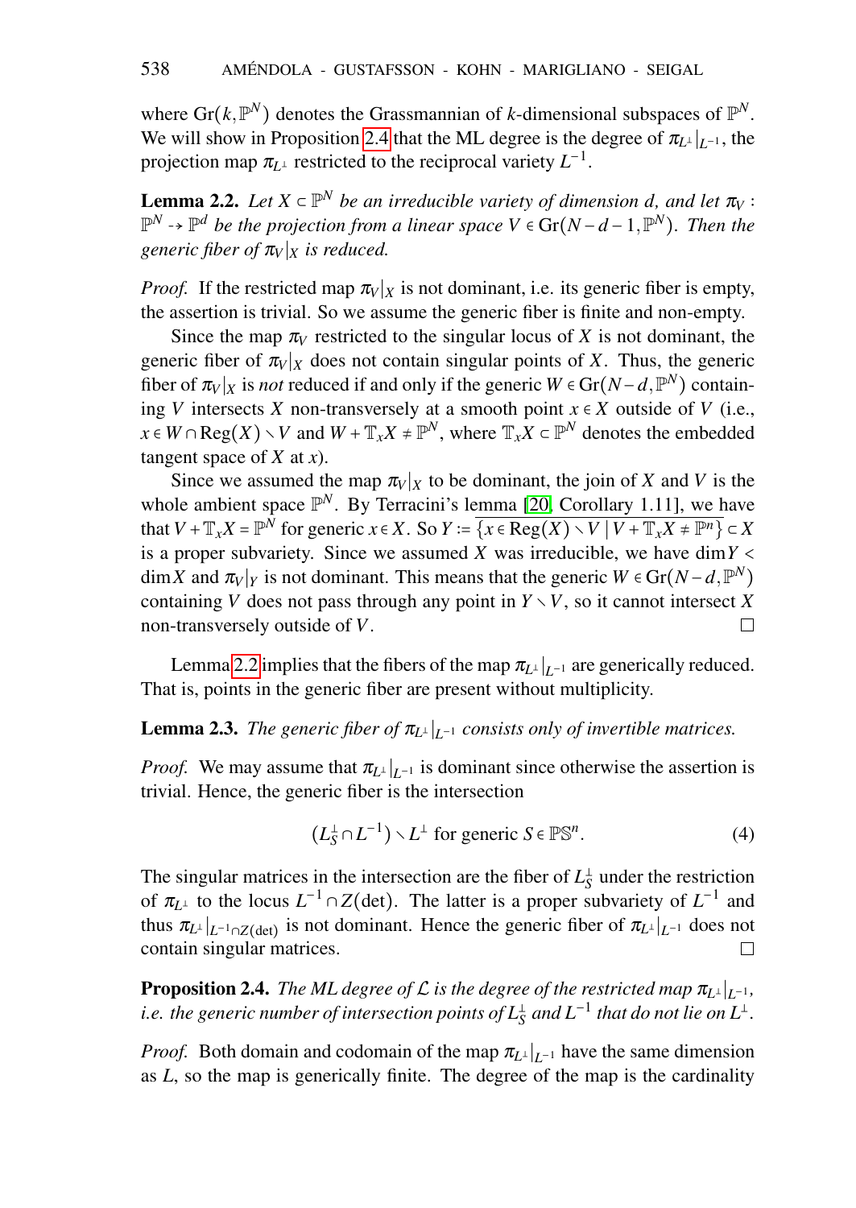where $\mathrm{Gr}(k,\mathbb{P}^N)$ denotes the Grassmannian of $k$-dimensional subspaces of $\mathbb{P}^N$. We will show in Proposition 2.4 that the ML degree is the degree of $\pi_{L^\perp}|_{L^{-1}}$, the projection map $\pi_{L^\perp}$ restricted to the reciprocal variety $L^{-1}$.

**Lemma 2.2.** *Let $X \subset \mathbb{P}^N$ be an irreducible variety of dimension $d$, and let $\pi_V : \mathbb{P}^N \dashrightarrow \mathbb{P}^d$ be the projection from a linear space $V \in \mathrm{Gr}(N-d-1,\mathbb{P}^N)$. Then the generic fiber of $\pi_V|_X$ is reduced.*

*Proof.* If the restricted map $\pi_V|_X$ is not dominant, i.e. its generic fiber is empty, the assertion is trivial. So we assume the generic fiber is finite and non-empty.

Since the map $\pi_V$ restricted to the singular locus of $X$ is not dominant, the generic fiber of $\pi_V|_X$ does not contain singular points of $X$. Thus, the generic fiber of $\pi_V|_X$ is *not* reduced if and only if the generic $W \in \mathrm{Gr}(N-d,\mathbb{P}^N)$ containing $V$ intersects $X$ non-transversely at a smooth point $x \in X$ outside of $V$ (i.e., $x \in W \cap \mathrm{Reg}(X) \setminus V$ and $W + \mathbb{T}_x X \neq \mathbb{P}^N$, where $\mathbb{T}_x X \subset \mathbb{P}^N$ denotes the embedded tangent space of $X$ at $x$).

Since we assumed the map $\pi_V|_X$ to be dominant, the join of $X$ and $V$ is the whole ambient space $\mathbb{P}^N$. By Terracini's lemma [20, Corollary 1.11], we have that $V + \mathbb{T}_x X = \mathbb{P}^N$ for generic $x \in X$. So $Y := \overline{\{x \in \mathrm{Reg}(X) \setminus V \mid V + \mathbb{T}_x X \neq \mathbb{P}^n\}} \subset X$ is a proper subvariety. Since we assumed $X$ was irreducible, we have $\dim Y < \dim X$ and $\pi_V|_Y$ is not dominant. This means that the generic $W \in \mathrm{Gr}(N-d,\mathbb{P}^N)$ containing $V$ does not pass through any point in $Y \setminus V$, so it cannot intersect $X$ non-transversely outside of $V$. $\square$

Lemma 2.2 implies that the fibers of the map $\pi_{L^\perp}|_{L^{-1}}$ are generically reduced. That is, points in the generic fiber are present without multiplicity.

**Lemma 2.3.** *The generic fiber of $\pi_{L^\perp}|_{L^{-1}}$ consists only of invertible matrices.*

*Proof.* We may assume that $\pi_{L^\perp}|_{L^{-1}}$ is dominant since otherwise the assertion is trivial. Hence, the generic fiber is the intersection

$$(L_S^\perp \cap L^{-1}) \setminus L^\perp \text{ for generic } S \in \mathbb{PS}^n. \tag{4}$$

The singular matrices in the intersection are the fiber of $L_S^\perp$ under the restriction of $\pi_{L^\perp}$ to the locus $L^{-1} \cap Z(\det)$. The latter is a proper subvariety of $L^{-1}$ and thus $\pi_{L^\perp}|_{L^{-1}\cap Z(\det)}$ is not dominant. Hence the generic fiber of $\pi_{L^\perp}|_{L^{-1}}$ does not contain singular matrices. $\square$

**Proposition 2.4.** *The ML degree of $\mathcal{L}$ is the degree of the restricted map $\pi_{L^\perp}|_{L^{-1}}$, i.e. the generic number of intersection points of $L_S^\perp$ and $L^{-1}$ that do not lie on $L^\perp$.*

*Proof.* Both domain and codomain of the map $\pi_{L^\perp}|_{L^{-1}}$ have the same dimension as $L$, so the map is generically finite. The degree of the map is the cardinality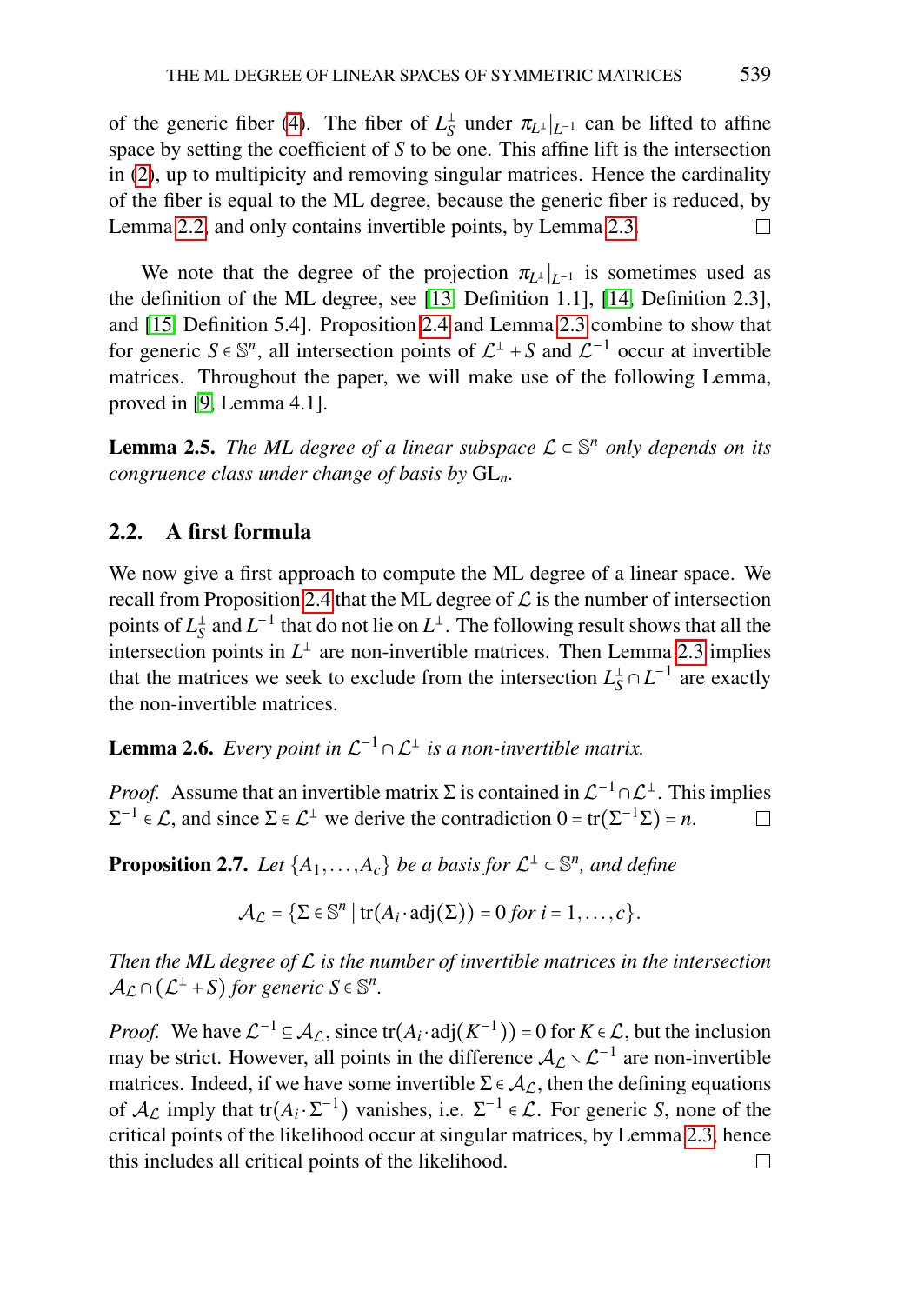of the generic fiber (4). The fiber of $L_S^\perp$ under $\pi_{L^\perp}|_{L^{-1}}$ can be lifted to affine space by setting the coefficient of $S$ to be one. This affine lift is the intersection in (2), up to multiplicity and removing singular matrices. Hence the cardinality of the fiber is equal to the ML degree, because the generic fiber is reduced, by Lemma 2.2, and only contains invertible points, by Lemma 2.3. □

We note that the degree of the projection $\pi_{L^\perp}|_{L^{-1}}$ is sometimes used as the definition of the ML degree, see [13, Definition 1.1], [14, Definition 2.3], and [15, Definition 5.4]. Proposition 2.4 and Lemma 2.3 combine to show that for generic $S \in \mathbb{S}^n$, all intersection points of $\mathcal{L}^\perp + S$ and $\mathcal{L}^{-1}$ occur at invertible matrices. Throughout the paper, we will make use of the following Lemma, proved in [9, Lemma 4.1].

**Lemma 2.5.** *The ML degree of a linear subspace $\mathcal{L} \subset \mathbb{S}^n$ only depends on its congruence class under change of basis by* $\mathrm{GL}_n$.

## 2.2. A first formula

We now give a first approach to compute the ML degree of a linear space. We recall from Proposition 2.4 that the ML degree of $\mathcal{L}$ is the number of intersection points of $L_S^\perp$ and $L^{-1}$ that do not lie on $L^\perp$. The following result shows that all the intersection points in $L^\perp$ are non-invertible matrices. Then Lemma 2.3 implies that the matrices we seek to exclude from the intersection $L_S^\perp \cap L^{-1}$ are exactly the non-invertible matrices.

**Lemma 2.6.** *Every point in $\mathcal{L}^{-1} \cap \mathcal{L}^\perp$ is a non-invertible matrix.*

*Proof.* Assume that an invertible matrix $\Sigma$ is contained in $\mathcal{L}^{-1} \cap \mathcal{L}^\perp$. This implies $\Sigma^{-1} \in \mathcal{L}$, and since $\Sigma \in \mathcal{L}^\perp$ we derive the contradiction $0 = \mathrm{tr}(\Sigma^{-1}\Sigma) = n$. □

**Proposition 2.7.** *Let $\{A_1, \ldots, A_c\}$ be a basis for $\mathcal{L}^\perp \subset \mathbb{S}^n$, and define*

$$\mathcal{A}_{\mathcal{L}} = \{\Sigma \in \mathbb{S}^n \mid \mathrm{tr}(A_i \cdot \mathrm{adj}(\Sigma)) = 0 \text{ for } i = 1, \ldots, c\}.$$

*Then the ML degree of $\mathcal{L}$ is the number of invertible matrices in the intersection $\mathcal{A}_{\mathcal{L}} \cap (\mathcal{L}^\perp + S)$ for generic $S \in \mathbb{S}^n$.*

*Proof.* We have $\mathcal{L}^{-1} \subseteq \mathcal{A}_{\mathcal{L}}$, since $\mathrm{tr}(A_i \cdot \mathrm{adj}(K^{-1})) = 0$ for $K \in \mathcal{L}$, but the inclusion may be strict. However, all points in the difference $\mathcal{A}_{\mathcal{L}} \setminus \mathcal{L}^{-1}$ are non-invertible matrices. Indeed, if we have some invertible $\Sigma \in \mathcal{A}_{\mathcal{L}}$, then the defining equations of $\mathcal{A}_{\mathcal{L}}$ imply that $\mathrm{tr}(A_i \cdot \Sigma^{-1})$ vanishes, i.e. $\Sigma^{-1} \in \mathcal{L}$. For generic $S$, none of the critical points of the likelihood occur at singular matrices, by Lemma 2.3, hence this includes all critical points of the likelihood. □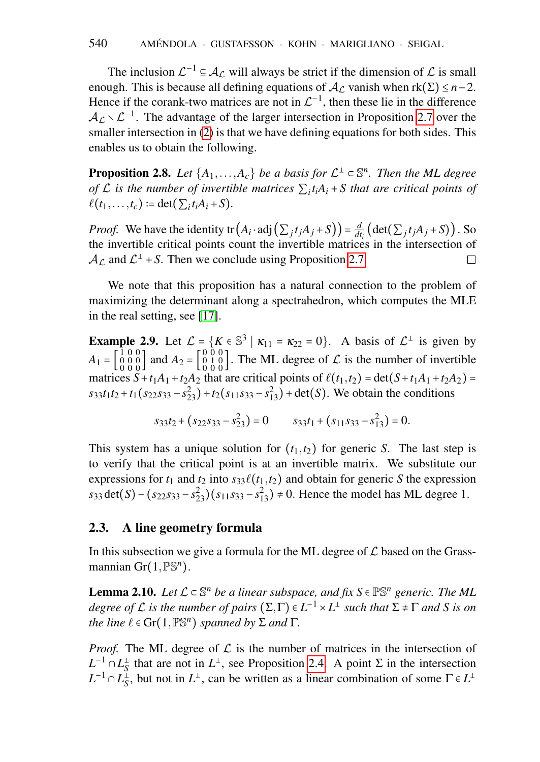The inclusion $\mathcal{L}^{-1} \subseteq \mathcal{A}_\mathcal{L}$ will always be strict if the dimension of $\mathcal{L}$ is small enough. This is because all defining equations of $\mathcal{A}_\mathcal{L}$ vanish when $\mathrm{rk}(\Sigma) \le n-2$. Hence if the corank-two matrices are not in $\mathcal{L}^{-1}$, then these lie in the difference $\mathcal{A}_\mathcal{L} \setminus \mathcal{L}^{-1}$. The advantage of the larger intersection in Proposition 2.7 over the smaller intersection in (2) is that we have defining equations for both sides. This enables us to obtain the following.

**Proposition 2.8.** *Let $\{A_1,\dots,A_c\}$ be a basis for $\mathcal{L}^\perp \subset \mathbb{S}^n$. Then the ML degree of $\mathcal{L}$ is the number of invertible matrices $\sum_i t_i A_i + S$ that are critical points of $\ell(t_1,\dots,t_c) := \det(\sum_i t_i A_i + S)$.*

*Proof.* We have the identity $\mathrm{tr}\big(A_i \cdot \mathrm{adj}\big(\sum_j t_j A_j + S\big)\big) = \frac{d}{dt_i}\big(\det(\sum_j t_j A_j + S)\big)$. So the invertible critical points count the invertible matrices in the intersection of $\mathcal{A}_\mathcal{L}$ and $\mathcal{L}^\perp + S$. Then we conclude using Proposition 2.7. $\square$

We note that this proposition has a natural connection to the problem of maximizing the determinant along a spectrahedron, which computes the MLE in the real setting, see [17].

**Example 2.9.** Let $\mathcal{L} = \{K \in \mathbb{S}^3 \mid \kappa_{11} = \kappa_{22} = 0\}$. A basis of $\mathcal{L}^\perp$ is given by $A_1 = \left[\begin{smallmatrix} 1 & 0 & 0 \\ 0 & 0 & 0 \\ 0 & 0 & 0 \end{smallmatrix}\right]$ and $A_2 = \left[\begin{smallmatrix} 0 & 0 & 0 \\ 0 & 1 & 0 \\ 0 & 0 & 0 \end{smallmatrix}\right]$. The ML degree of $\mathcal{L}$ is the number of invertible matrices $S + t_1 A_1 + t_2 A_2$ that are critical points of $\ell(t_1,t_2) = \det(S + t_1 A_1 + t_2 A_2) = s_{33} t_1 t_2 + t_1(s_{22}s_{33} - s_{23}^2) + t_2(s_{11}s_{33} - s_{13}^2) + \det(S)$. We obtain the conditions

$$s_{33}t_2 + (s_{22}s_{33} - s_{23}^2) = 0 \qquad s_{33}t_1 + (s_{11}s_{33} - s_{13}^2) = 0.$$

This system has a unique solution for $(t_1,t_2)$ for generic $S$. The last step is to verify that the critical point is at an invertible matrix. We substitute our expressions for $t_1$ and $t_2$ into $s_{33}\ell(t_1,t_2)$ and obtain for generic $S$ the expression $s_{33}\det(S) - (s_{22}s_{33} - s_{23}^2)(s_{11}s_{33} - s_{13}^2) \neq 0$. Hence the model has ML degree 1.

## 2.3. A line geometry formula

In this subsection we give a formula for the ML degree of $\mathcal{L}$ based on the Grassmannian $\mathrm{Gr}(1, \mathbb{P}\mathbb{S}^n)$.

**Lemma 2.10.** *Let $\mathcal{L} \subset \mathbb{S}^n$ be a linear subspace, and fix $S \in \mathbb{P}\mathbb{S}^n$ generic. The ML degree of $\mathcal{L}$ is the number of pairs $(\Sigma,\Gamma) \in L^{-1} \times L^\perp$ such that $\Sigma \neq \Gamma$ and $S$ is on the line $\ell \in \mathrm{Gr}(1, \mathbb{P}\mathbb{S}^n)$ spanned by $\Sigma$ and $\Gamma$.*

*Proof.* The ML degree of $\mathcal{L}$ is the number of matrices in the intersection of $L^{-1} \cap L_S^\perp$ that are not in $L^\perp$, see Proposition 2.4. A point $\Sigma$ in the intersection $L^{-1} \cap L_S^\perp$, but not in $L^\perp$, can be written as a linear combination of some $\Gamma \in L^\perp$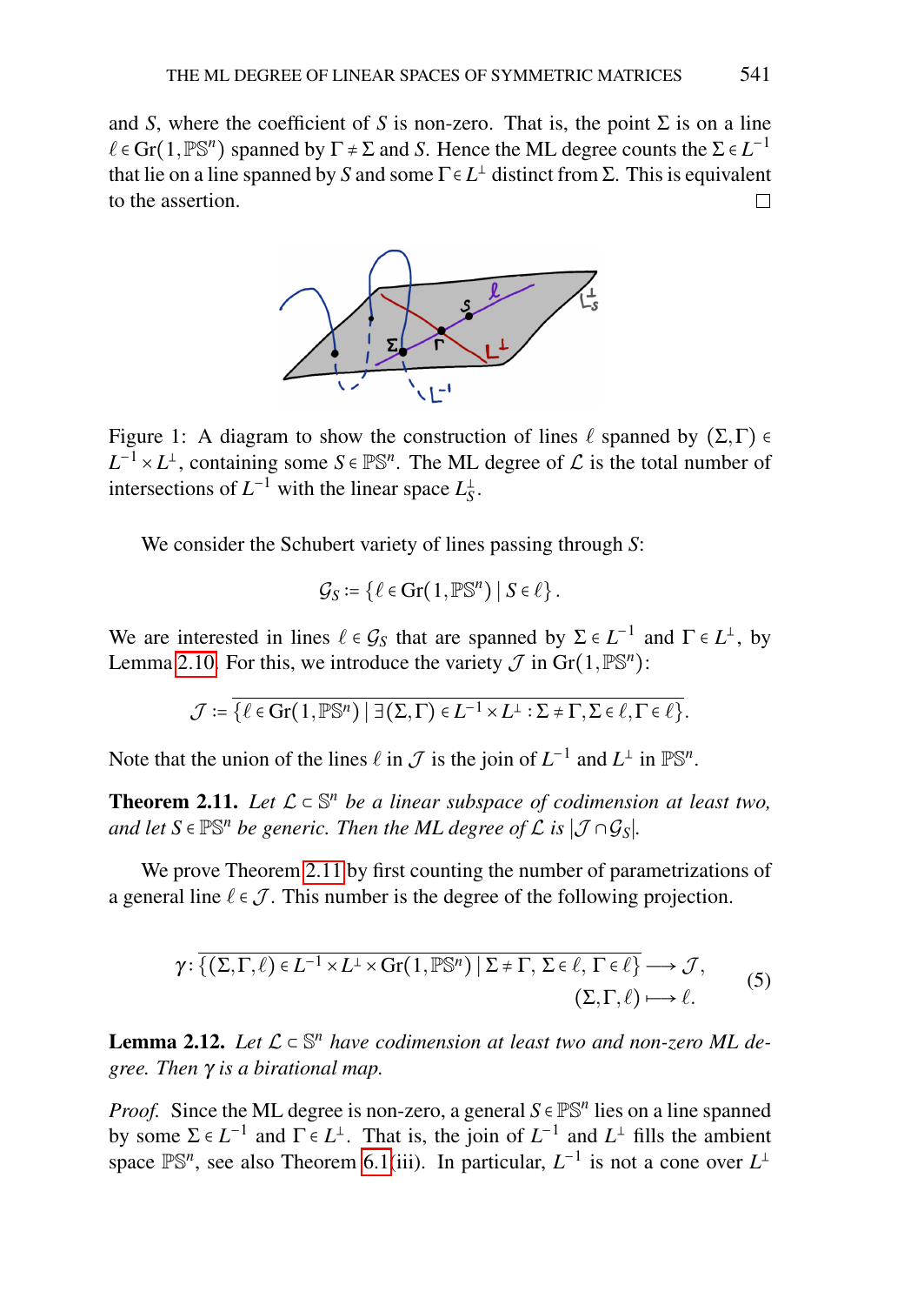and $S$, where the coefficient of $S$ is non-zero. That is, the point $\Sigma$ is on a line $\ell \in \mathrm{Gr}(1, \mathbb{PS}^n)$ spanned by $\Gamma \neq \Sigma$ and $S$. Hence the ML degree counts the $\Sigma \in L^{-1}$ that lie on a line spanned by $S$ and some $\Gamma \in L^{\perp}$ distinct from $\Sigma$. This is equivalent to the assertion. □

Figure 1: A diagram to show the construction of lines $\ell$ spanned by $(\Sigma, \Gamma) \in L^{-1} \times L^{\perp}$, containing some $S \in \mathbb{PS}^n$. The ML degree of $\mathcal{L}$ is the total number of intersections of $L^{-1}$ with the linear space $L_S^{\perp}$.

We consider the Schubert variety of lines passing through $S$:

$$\mathcal{G}_S := \{\ell \in \mathrm{Gr}(1, \mathbb{PS}^n) \mid S \in \ell\}.$$

We are interested in lines $\ell \in \mathcal{G}_S$ that are spanned by $\Sigma \in L^{-1}$ and $\Gamma \in L^{\perp}$, by Lemma 2.10. For this, we introduce the variety $\mathcal{J}$ in $\mathrm{Gr}(1, \mathbb{PS}^n)$:

$$\mathcal{J} := \overline{\{\ell \in \mathrm{Gr}(1, \mathbb{PS}^n) \mid \exists (\Sigma, \Gamma) \in L^{-1} \times L^{\perp} : \Sigma \neq \Gamma, \Sigma \in \ell, \Gamma \in \ell\}}.$$

Note that the union of the lines $\ell$ in $\mathcal{J}$ is the join of $L^{-1}$ and $L^{\perp}$ in $\mathbb{PS}^n$.

**Theorem 2.11.** *Let $\mathcal{L} \subset \mathbb{S}^n$ be a linear subspace of codimension at least two, and let $S \in \mathbb{PS}^n$ be generic. Then the ML degree of $\mathcal{L}$ is $|\mathcal{J} \cap \mathcal{G}_S|$.*

We prove Theorem 2.11 by first counting the number of parametrizations of a general line $\ell \in \mathcal{J}$. This number is the degree of the following projection.

$$\gamma : \overline{\{(\Sigma, \Gamma, \ell) \in L^{-1} \times L^{\perp} \times \mathrm{Gr}(1, \mathbb{PS}^n) \mid \Sigma \neq \Gamma,\ \Sigma \in \ell,\ \Gamma \in \ell\}} \longrightarrow \mathcal{J}, \qquad (5)$$
$$(\Sigma, \Gamma, \ell) \longmapsto \ell.$$

**Lemma 2.12.** *Let $\mathcal{L} \subset \mathbb{S}^n$ have codimension at least two and non-zero ML degree. Then $\gamma$ is a birational map.*

*Proof.* Since the ML degree is non-zero, a general $S \in \mathbb{PS}^n$ lies on a line spanned by some $\Sigma \in L^{-1}$ and $\Gamma \in L^{\perp}$. That is, the join of $L^{-1}$ and $L^{\perp}$ fills the ambient space $\mathbb{PS}^n$, see also Theorem 6.1(iii). In particular, $L^{-1}$ is not a cone over $L^{\perp}$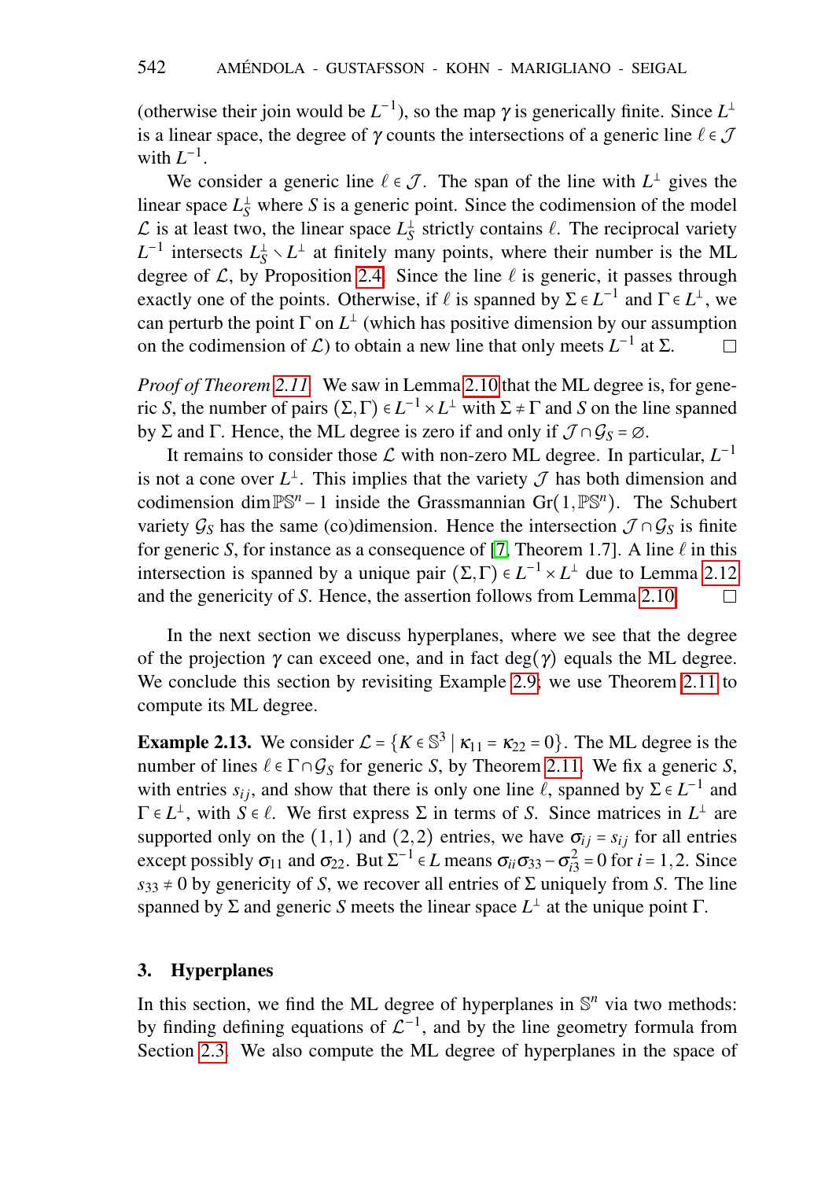(otherwise their join would be $L^{-1}$), so the map $\gamma$ is generically finite. Since $L^\perp$ is a linear space, the degree of $\gamma$ counts the intersections of a generic line $\ell \in \mathcal{J}$ with $L^{-1}$.

We consider a generic line $\ell \in \mathcal{J}$. The span of the line with $L^\perp$ gives the linear space $L_S^\perp$ where $S$ is a generic point. Since the codimension of the model $\mathcal{L}$ is at least two, the linear space $L_S^\perp$ strictly contains $\ell$. The reciprocal variety $L^{-1}$ intersects $L_S^\perp \setminus L^\perp$ at finitely many points, where their number is the ML degree of $\mathcal{L}$, by Proposition 2.4. Since the line $\ell$ is generic, it passes through exactly one of the points. Otherwise, if $\ell$ is spanned by $\Sigma \in L^{-1}$ and $\Gamma \in L^\perp$, we can perturb the point $\Gamma$ on $L^\perp$ (which has positive dimension by our assumption on the codimension of $\mathcal{L}$) to obtain a new line that only meets $L^{-1}$ at $\Sigma$. □

*Proof of Theorem 2.11.* We saw in Lemma 2.10 that the ML degree is, for generic $S$, the number of pairs $(\Sigma, \Gamma) \in L^{-1} \times L^\perp$ with $\Sigma \neq \Gamma$ and $S$ on the line spanned by $\Sigma$ and $\Gamma$. Hence, the ML degree is zero if and only if $\mathcal{J} \cap \mathcal{G}_S = \varnothing$.

It remains to consider those $\mathcal{L}$ with non-zero ML degree. In particular, $L^{-1}$ is not a cone over $L^\perp$. This implies that the variety $\mathcal{J}$ has both dimension and codimension $\dim \mathbb{PS}^n - 1$ inside the Grassmannian $\mathrm{Gr}(1, \mathbb{PS}^n)$. The Schubert variety $\mathcal{G}_S$ has the same (co)dimension. Hence the intersection $\mathcal{J} \cap \mathcal{G}_S$ is finite for generic $S$, for instance as a consequence of [7, Theorem 1.7]. A line $\ell$ in this intersection is spanned by a unique pair $(\Sigma, \Gamma) \in L^{-1} \times L^\perp$ due to Lemma 2.12 and the genericity of $S$. Hence, the assertion follows from Lemma 2.10. □

In the next section we discuss hyperplanes, where we see that the degree of the projection $\gamma$ can exceed one, and in fact $\deg(\gamma)$ equals the ML degree. We conclude this section by revisiting Example 2.9; we use Theorem 2.11 to compute its ML degree.

**Example 2.13.** We consider $\mathcal{L} = \{K \in \mathbb{S}^3 \mid \kappa_{11} = \kappa_{22} = 0\}$. The ML degree is the number of lines $\ell \in \Gamma \cap \mathcal{G}_S$ for generic $S$, by Theorem 2.11. We fix a generic $S$, with entries $s_{ij}$, and show that there is only one line $\ell$, spanned by $\Sigma \in L^{-1}$ and $\Gamma \in L^\perp$, with $S \in \ell$. We first express $\Sigma$ in terms of $S$. Since matrices in $L^\perp$ are supported only on the $(1,1)$ and $(2,2)$ entries, we have $\sigma_{ij} = s_{ij}$ for all entries except possibly $\sigma_{11}$ and $\sigma_{22}$. But $\Sigma^{-1} \in L$ means $\sigma_{ii}\sigma_{33} - \sigma_{i3}^2 = 0$ for $i = 1, 2$. Since $s_{33} \neq 0$ by genericity of $S$, we recover all entries of $\Sigma$ uniquely from $S$. The line spanned by $\Sigma$ and generic $S$ meets the linear space $L^\perp$ at the unique point $\Gamma$.

## 3. Hyperplanes

In this section, we find the ML degree of hyperplanes in $\mathbb{S}^n$ via two methods: by finding defining equations of $\mathcal{L}^{-1}$, and by the line geometry formula from Section 2.3. We also compute the ML degree of hyperplanes in the space of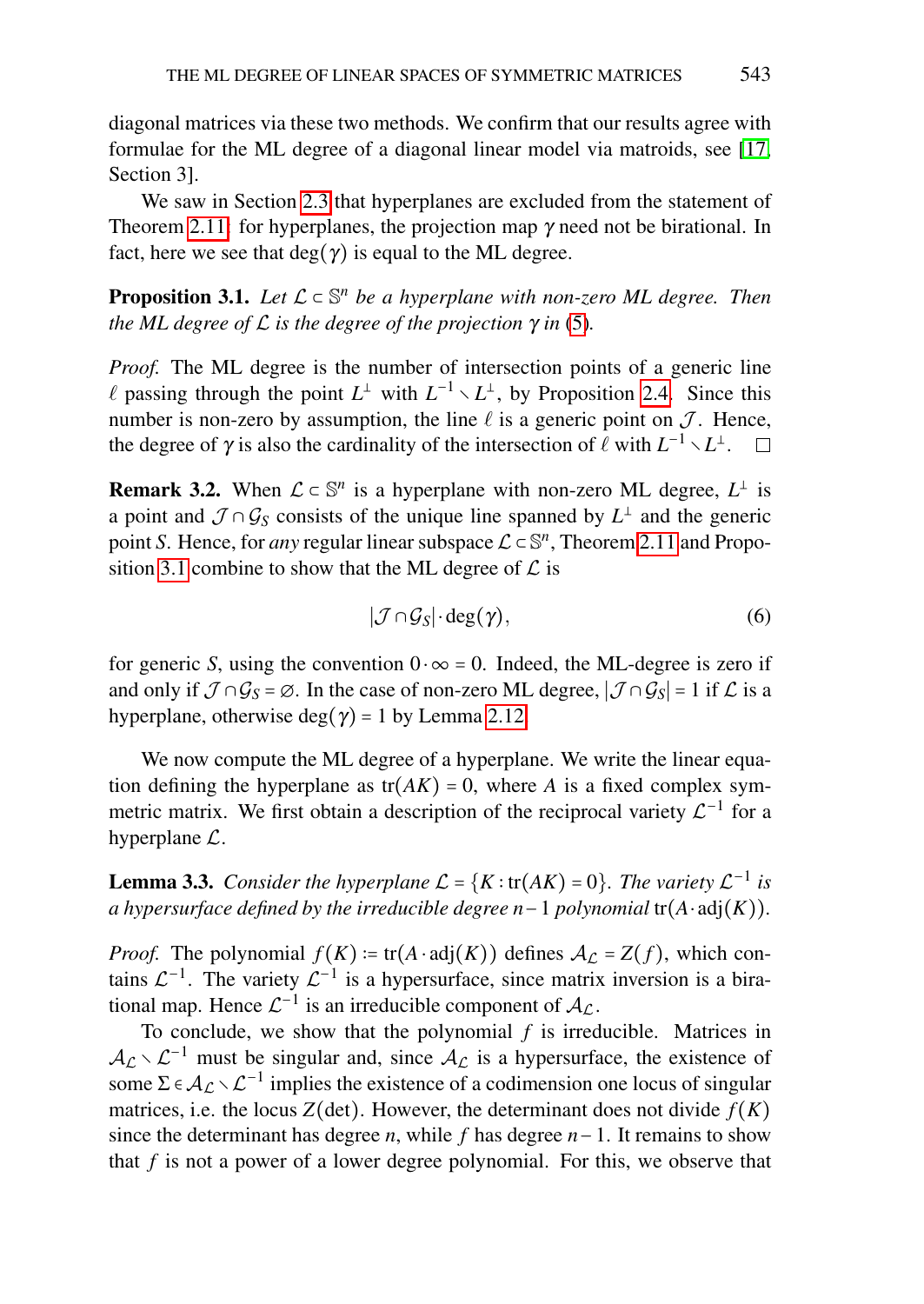diagonal matrices via these two methods. We confirm that our results agree with formulae for the ML degree of a diagonal linear model via matroids, see [17, Section 3].

We saw in Section 2.3 that hyperplanes are excluded from the statement of Theorem 2.11: for hyperplanes, the projection map $\gamma$ need not be birational. In fact, here we see that $\deg(\gamma)$ is equal to the ML degree.

**Proposition 3.1.** *Let $\mathcal{L} \subset \mathbb{S}^n$ be a hyperplane with non-zero ML degree. Then the ML degree of $\mathcal{L}$ is the degree of the projection $\gamma$ in (5).*

*Proof.* The ML degree is the number of intersection points of a generic line $\ell$ passing through the point $L^\perp$ with $L^{-1} \setminus L^\perp$, by Proposition 2.4. Since this number is non-zero by assumption, the line $\ell$ is a generic point on $\mathcal{J}$. Hence, the degree of $\gamma$ is also the cardinality of the intersection of $\ell$ with $L^{-1} \setminus L^\perp$. □

**Remark 3.2.** When $\mathcal{L} \subset \mathbb{S}^n$ is a hyperplane with non-zero ML degree, $L^\perp$ is a point and $\mathcal{J} \cap \mathcal{G}_S$ consists of the unique line spanned by $L^\perp$ and the generic point $S$. Hence, for *any* regular linear subspace $\mathcal{L} \subset \mathbb{S}^n$, Theorem 2.11 and Proposition 3.1 combine to show that the ML degree of $\mathcal{L}$ is

$$|\mathcal{J} \cap \mathcal{G}_S| \cdot \deg(\gamma), \tag{6}$$

for generic $S$, using the convention $0 \cdot \infty = 0$. Indeed, the ML-degree is zero if and only if $\mathcal{J} \cap \mathcal{G}_S = \varnothing$. In the case of non-zero ML degree, $|\mathcal{J} \cap \mathcal{G}_S| = 1$ if $\mathcal{L}$ is a hyperplane, otherwise $\deg(\gamma) = 1$ by Lemma 2.12.

We now compute the ML degree of a hyperplane. We write the linear equation defining the hyperplane as $\operatorname{tr}(AK) = 0$, where $A$ is a fixed complex symmetric matrix. We first obtain a description of the reciprocal variety $\mathcal{L}^{-1}$ for a hyperplane $\mathcal{L}$.

**Lemma 3.3.** *Consider the hyperplane $\mathcal{L} = \{K : \operatorname{tr}(AK) = 0\}$. The variety $\mathcal{L}^{-1}$ is a hypersurface defined by the irreducible degree $n-1$ polynomial $\operatorname{tr}(A \cdot \operatorname{adj}(K))$.*

*Proof.* The polynomial $f(K) := \operatorname{tr}(A \cdot \operatorname{adj}(K))$ defines $\mathcal{A}_\mathcal{L} = Z(f)$, which contains $\mathcal{L}^{-1}$. The variety $\mathcal{L}^{-1}$ is a hypersurface, since matrix inversion is a birational map. Hence $\mathcal{L}^{-1}$ is an irreducible component of $\mathcal{A}_\mathcal{L}$.

To conclude, we show that the polynomial $f$ is irreducible. Matrices in $\mathcal{A}_\mathcal{L} \setminus \mathcal{L}^{-1}$ must be singular and, since $\mathcal{A}_\mathcal{L}$ is a hypersurface, the existence of some $\Sigma \in \mathcal{A}_\mathcal{L} \setminus \mathcal{L}^{-1}$ implies the existence of a codimension one locus of singular matrices, i.e. the locus $Z(\det)$. However, the determinant does not divide $f(K)$ since the determinant has degree $n$, while $f$ has degree $n-1$. It remains to show that $f$ is not a power of a lower degree polynomial. For this, we observe that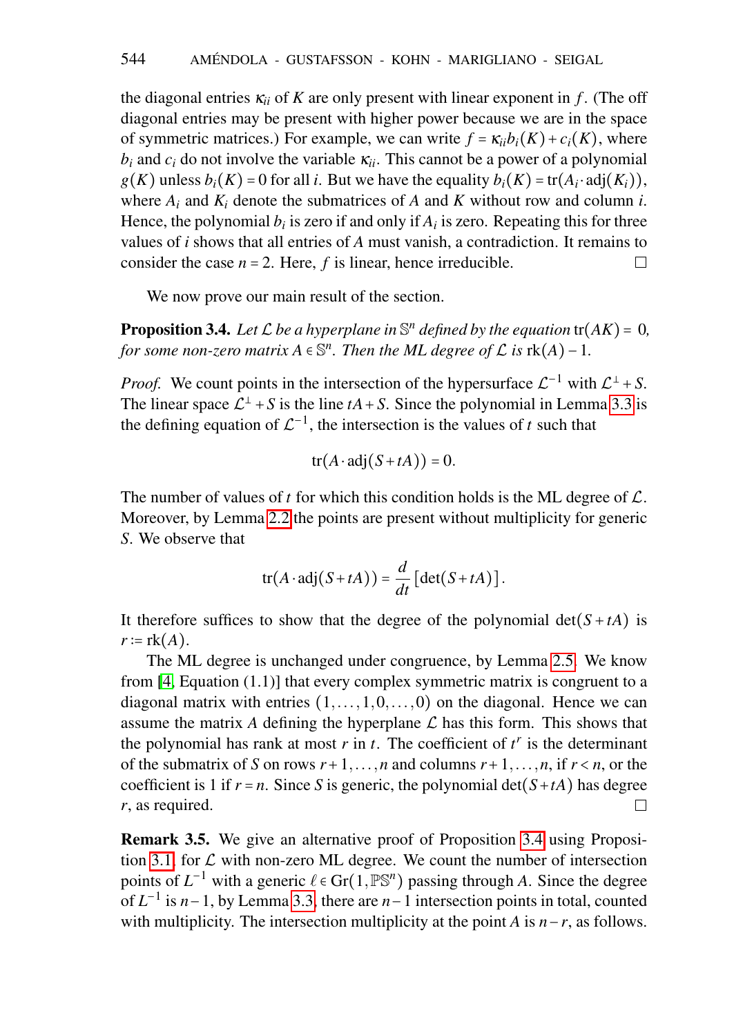the diagonal entries $\kappa_{ii}$ of $K$ are only present with linear exponent in $f$. (The off diagonal entries may be present with higher power because we are in the space of symmetric matrices.) For example, we can write $f = \kappa_{ii} b_i(K) + c_i(K)$, where $b_i$ and $c_i$ do not involve the variable $\kappa_{ii}$. This cannot be a power of a polynomial $g(K)$ unless $b_i(K) = 0$ for all $i$. But we have the equality $b_i(K) = \mathrm{tr}(A_i \cdot \mathrm{adj}(K_i))$, where $A_i$ and $K_i$ denote the submatrices of $A$ and $K$ without row and column $i$. Hence, the polynomial $b_i$ is zero if and only if $A_i$ is zero. Repeating this for three values of $i$ shows that all entries of $A$ must vanish, a contradiction. It remains to consider the case $n = 2$. Here, $f$ is linear, hence irreducible. □

We now prove our main result of the section.

**Proposition 3.4.** *Let $\mathcal{L}$ be a hyperplane in $\mathbb{S}^n$ defined by the equation* $\mathrm{tr}(AK) = 0$*, for some non-zero matrix $A \in \mathbb{S}^n$. Then the ML degree of $\mathcal{L}$ is* $\mathrm{rk}(A) - 1$.

*Proof.* We count points in the intersection of the hypersurface $\mathcal{L}^{-1}$ with $\mathcal{L}^\perp + S$. The linear space $\mathcal{L}^\perp + S$ is the line $tA + S$. Since the polynomial in Lemma 3.3 is the defining equation of $\mathcal{L}^{-1}$, the intersection is the values of $t$ such that

$$\mathrm{tr}(A \cdot \mathrm{adj}(S + tA)) = 0.$$

The number of values of $t$ for which this condition holds is the ML degree of $\mathcal{L}$. Moreover, by Lemma 2.2 the points are present without multiplicity for generic $S$. We observe that

$$\mathrm{tr}(A \cdot \mathrm{adj}(S + tA)) = \frac{d}{dt}\left[\det(S + tA)\right].$$

It therefore suffices to show that the degree of the polynomial $\det(S + tA)$ is $r := \mathrm{rk}(A)$.

The ML degree is unchanged under congruence, by Lemma 2.5. We know from [4, Equation (1.1)] that every complex symmetric matrix is congruent to a diagonal matrix with entries $(1, \ldots, 1, 0, \ldots, 0)$ on the diagonal. Hence we can assume the matrix $A$ defining the hyperplane $\mathcal{L}$ has this form. This shows that the polynomial has rank at most $r$ in $t$. The coefficient of $t^r$ is the determinant of the submatrix of $S$ on rows $r+1, \ldots, n$ and columns $r+1, \ldots, n$, if $r < n$, or the coefficient is 1 if $r = n$. Since $S$ is generic, the polynomial $\det(S + tA)$ has degree $r$, as required. □

**Remark 3.5.** We give an alternative proof of Proposition 3.4 using Proposition 3.1, for $\mathcal{L}$ with non-zero ML degree. We count the number of intersection points of $L^{-1}$ with a generic $\ell \in \mathrm{Gr}(1, \mathbb{P}\mathbb{S}^n)$ passing through $A$. Since the degree of $L^{-1}$ is $n - 1$, by Lemma 3.3, there are $n - 1$ intersection points in total, counted with multiplicity. The intersection multiplicity at the point $A$ is $n - r$, as follows.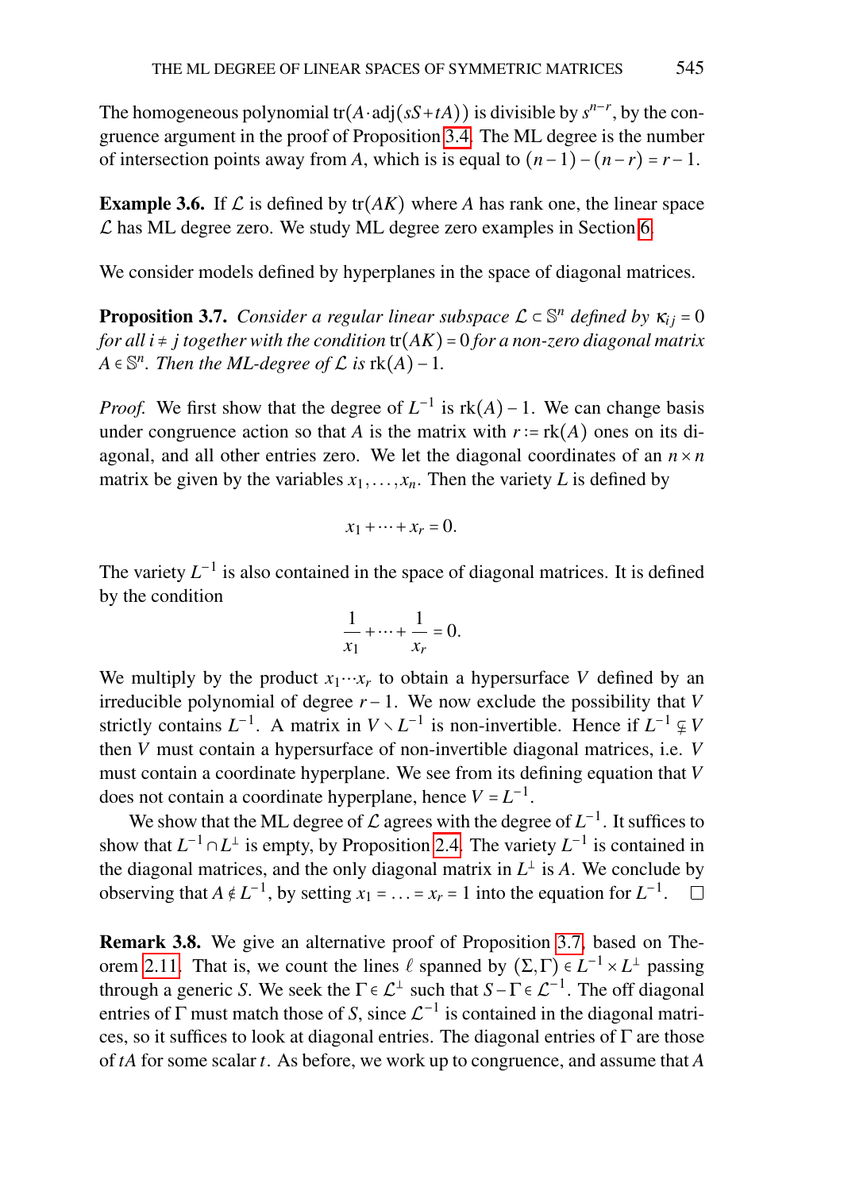The homogeneous polynomial $\mathrm{tr}(A \cdot \mathrm{adj}(sS + tA))$ is divisible by $s^{n-r}$, by the congruence argument in the proof of Proposition 3.4. The ML degree is the number of intersection points away from $A$, which is is equal to $(n-1)-(n-r) = r-1$.

**Example 3.6.** If $\mathcal{L}$ is defined by $\mathrm{tr}(AK)$ where $A$ has rank one, the linear space $\mathcal{L}$ has ML degree zero. We study ML degree zero examples in Section 6.

We consider models defined by hyperplanes in the space of diagonal matrices.

**Proposition 3.7.** *Consider a regular linear subspace $\mathcal{L} \subset \mathbb{S}^n$ defined by $\kappa_{ij} = 0$ for all $i \neq j$ together with the condition $\mathrm{tr}(AK) = 0$ for a non-zero diagonal matrix $A \in \mathbb{S}^n$. Then the ML-degree of $\mathcal{L}$ is $\mathrm{rk}(A) - 1$.*

*Proof.* We first show that the degree of $L^{-1}$ is $\mathrm{rk}(A) - 1$. We can change basis under congruence action so that $A$ is the matrix with $r := \mathrm{rk}(A)$ ones on its diagonal, and all other entries zero. We let the diagonal coordinates of an $n \times n$ matrix be given by the variables $x_1, \ldots, x_n$. Then the variety $L$ is defined by

$$x_1 + \cdots + x_r = 0.$$

The variety $L^{-1}$ is also contained in the space of diagonal matrices. It is defined by the condition

$$\frac{1}{x_1} + \cdots + \frac{1}{x_r} = 0.$$

We multiply by the product $x_1 \cdots x_r$ to obtain a hypersurface $V$ defined by an irreducible polynomial of degree $r-1$. We now exclude the possibility that $V$ strictly contains $L^{-1}$. A matrix in $V \setminus L^{-1}$ is non-invertible. Hence if $L^{-1} \subsetneq V$ then $V$ must contain a hypersurface of non-invertible diagonal matrices, i.e. $V$ must contain a coordinate hyperplane. We see from its defining equation that $V$ does not contain a coordinate hyperplane, hence $V = L^{-1}$.

We show that the ML degree of $\mathcal{L}$ agrees with the degree of $L^{-1}$. It suffices to show that $L^{-1} \cap L^{\perp}$ is empty, by Proposition 2.4. The variety $L^{-1}$ is contained in the diagonal matrices, and the only diagonal matrix in $L^{\perp}$ is $A$. We conclude by observing that $A \notin L^{-1}$, by setting $x_1 = \ldots = x_r = 1$ into the equation for $L^{-1}$. $\square$

**Remark 3.8.** We give an alternative proof of Proposition 3.7, based on Theorem 2.11. That is, we count the lines $\ell$ spanned by $(\Sigma, \Gamma) \in L^{-1} \times L^{\perp}$ passing through a generic $S$. We seek the $\Gamma \in \mathcal{L}^{\perp}$ such that $S - \Gamma \in \mathcal{L}^{-1}$. The off diagonal entries of $\Gamma$ must match those of $S$, since $\mathcal{L}^{-1}$ is contained in the diagonal matrices, so it suffices to look at diagonal entries. The diagonal entries of $\Gamma$ are those of $tA$ for some scalar $t$. As before, we work up to congruence, and assume that $A$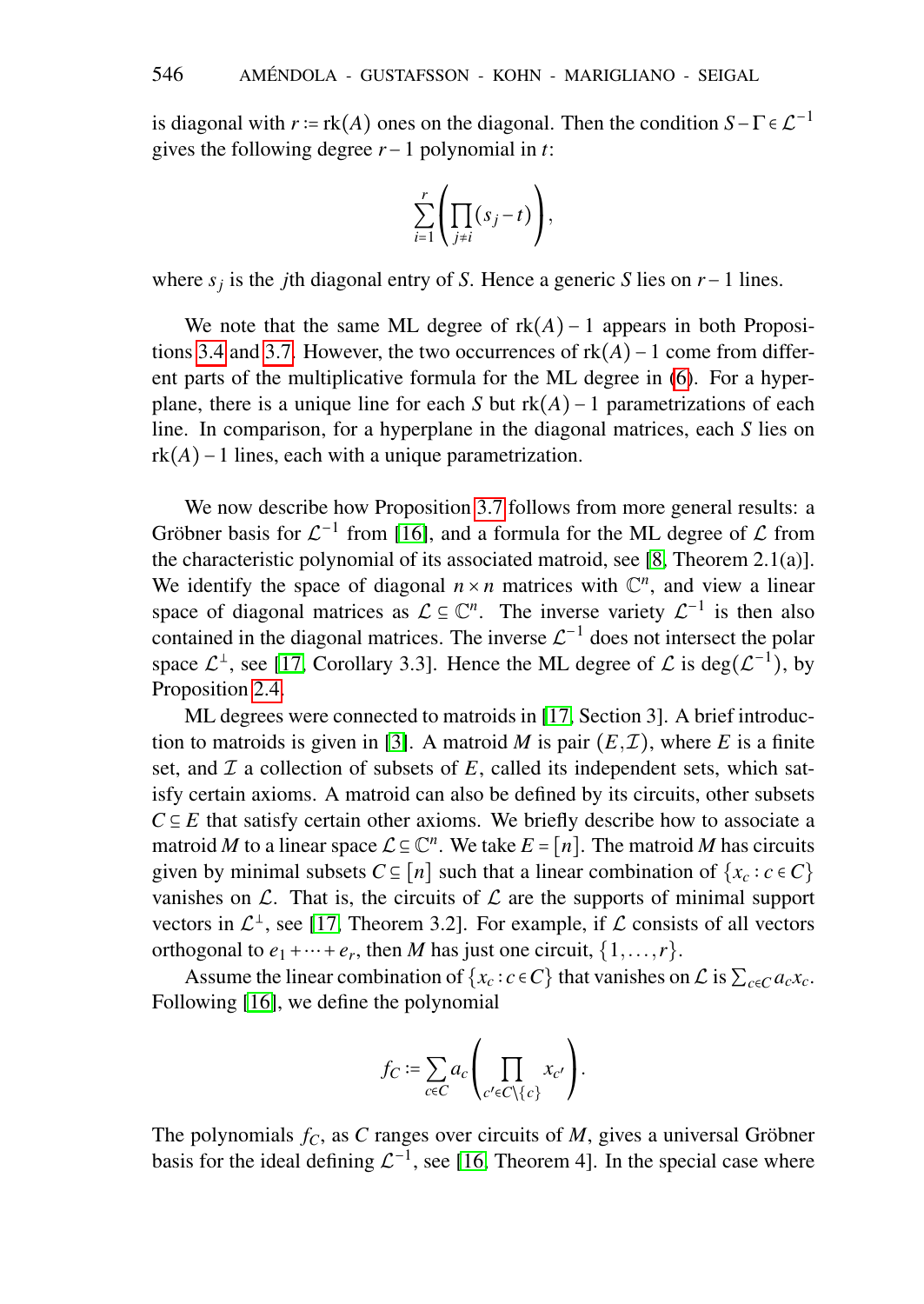is diagonal with $r := \mathrm{rk}(A)$ ones on the diagonal. Then the condition $S - \Gamma \in \mathcal{L}^{-1}$ gives the following degree $r-1$ polynomial in $t$:

$$\sum_{i=1}^{r} \left( \prod_{j \neq i} (s_j - t) \right),$$

where $s_j$ is the $j$th diagonal entry of $S$. Hence a generic $S$ lies on $r-1$ lines.

We note that the same ML degree of $\mathrm{rk}(A) - 1$ appears in both Propositions 3.4 and 3.7. However, the two occurrences of $\mathrm{rk}(A) - 1$ come from different parts of the multiplicative formula for the ML degree in (6). For a hyperplane, there is a unique line for each $S$ but $\mathrm{rk}(A) - 1$ parametrizations of each line. In comparison, for a hyperplane in the diagonal matrices, each $S$ lies on $\mathrm{rk}(A) - 1$ lines, each with a unique parametrization.

We now describe how Proposition 3.7 follows from more general results: a Gröbner basis for $\mathcal{L}^{-1}$ from [16], and a formula for the ML degree of $\mathcal{L}$ from the characteristic polynomial of its associated matroid, see [8, Theorem 2.1(a)]. We identify the space of diagonal $n \times n$ matrices with $\mathbb{C}^n$, and view a linear space of diagonal matrices as $\mathcal{L} \subseteq \mathbb{C}^n$. The inverse variety $\mathcal{L}^{-1}$ is then also contained in the diagonal matrices. The inverse $\mathcal{L}^{-1}$ does not intersect the polar space $\mathcal{L}^{\perp}$, see [17, Corollary 3.3]. Hence the ML degree of $\mathcal{L}$ is $\deg(\mathcal{L}^{-1})$, by Proposition 2.4.

ML degrees were connected to matroids in [17, Section 3]. A brief introduction to matroids is given in [3]. A matroid $M$ is pair $(E, \mathcal{I})$, where $E$ is a finite set, and $\mathcal{I}$ a collection of subsets of $E$, called its independent sets, which satisfy certain axioms. A matroid can also be defined by its circuits, other subsets $C \subseteq E$ that satisfy certain other axioms. We briefly describe how to associate a matroid $M$ to a linear space $\mathcal{L} \subseteq \mathbb{C}^n$. We take $E = [n]$. The matroid $M$ has circuits given by minimal subsets $C \subseteq [n]$ such that a linear combination of $\{x_c : c \in C\}$ vanishes on $\mathcal{L}$. That is, the circuits of $\mathcal{L}$ are the supports of minimal support vectors in $\mathcal{L}^{\perp}$, see [17, Theorem 3.2]. For example, if $\mathcal{L}$ consists of all vectors orthogonal to $e_1 + \cdots + e_r$, then $M$ has just one circuit, $\{1, \ldots, r\}$.

Assume the linear combination of $\{x_c : c \in C\}$ that vanishes on $\mathcal{L}$ is $\sum_{c \in C} a_c x_c$. Following [16], we define the polynomial

$$f_C := \sum_{c \in C} a_c \left( \prod_{c' \in C \setminus \{c\}} x_{c'} \right).$$

The polynomials $f_C$, as $C$ ranges over circuits of $M$, gives a universal Gröbner basis for the ideal defining $\mathcal{L}^{-1}$, see [16, Theorem 4]. In the special case where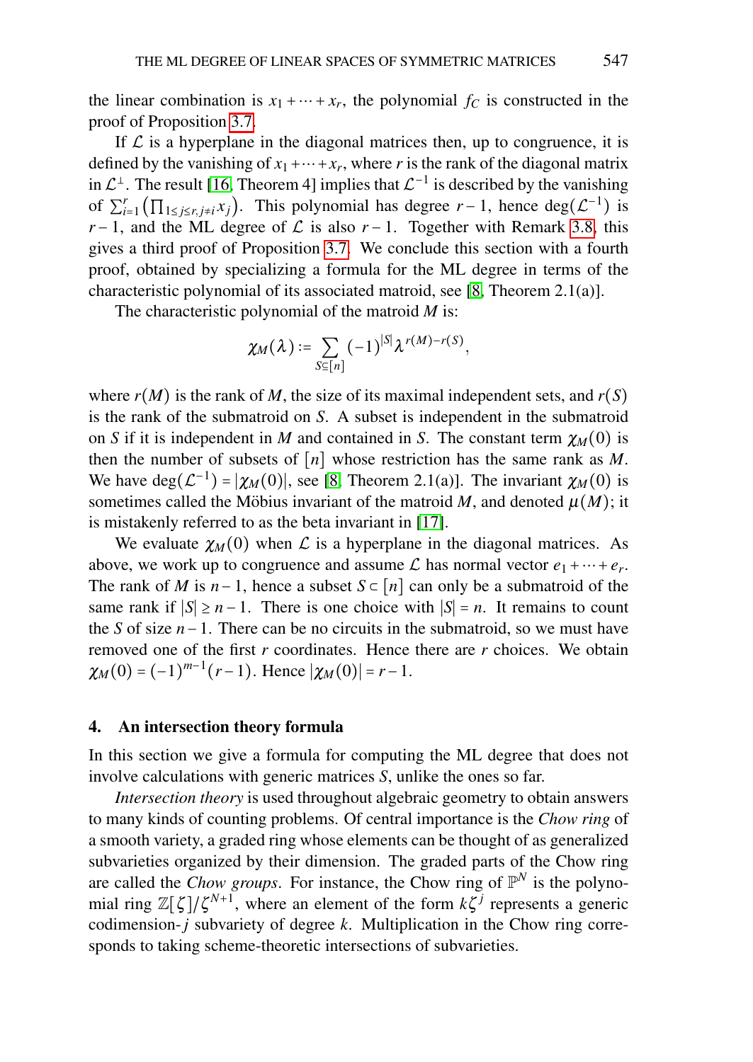the linear combination is $x_1 + \cdots + x_r$, the polynomial $f_C$ is constructed in the proof of Proposition 3.7.

If $\mathcal{L}$ is a hyperplane in the diagonal matrices then, up to congruence, it is defined by the vanishing of $x_1 + \cdots + x_r$, where $r$ is the rank of the diagonal matrix in $\mathcal{L}^\perp$. The result [16, Theorem 4] implies that $\mathcal{L}^{-1}$ is described by the vanishing of $\sum_{i=1}^{r} \left( \prod_{1 \le j \le r, j \ne i} x_j \right)$. This polynomial has degree $r-1$, hence $\deg(\mathcal{L}^{-1})$ is $r-1$, and the ML degree of $\mathcal{L}$ is also $r-1$. Together with Remark 3.8, this gives a third proof of Proposition 3.7. We conclude this section with a fourth proof, obtained by specializing a formula for the ML degree in terms of the characteristic polynomial of its associated matroid, see [8, Theorem 2.1(a)].

The characteristic polynomial of the matroid $M$ is:

$$\chi_M(\lambda) := \sum_{S \subseteq [n]} (-1)^{|S|} \lambda^{r(M) - r(S)},$$

where $r(M)$ is the rank of $M$, the size of its maximal independent sets, and $r(S)$ is the rank of the submatroid on $S$. A subset is independent in the submatroid on $S$ if it is independent in $M$ and contained in $S$. The constant term $\chi_M(0)$ is then the number of subsets of $[n]$ whose restriction has the same rank as $M$. We have $\deg(\mathcal{L}^{-1}) = |\chi_M(0)|$, see [8, Theorem 2.1(a)]. The invariant $\chi_M(0)$ is sometimes called the Möbius invariant of the matroid $M$, and denoted $\mu(M)$; it is mistakenly referred to as the beta invariant in [17].

We evaluate $\chi_M(0)$ when $\mathcal{L}$ is a hyperplane in the diagonal matrices. As above, we work up to congruence and assume $\mathcal{L}$ has normal vector $e_1 + \cdots + e_r$. The rank of $M$ is $n-1$, hence a subset $S \subset [n]$ can only be a submatroid of the same rank if $|S| \ge n-1$. There is one choice with $|S| = n$. It remains to count the $S$ of size $n-1$. There can be no circuits in the submatroid, so we must have removed one of the first $r$ coordinates. Hence there are $r$ choices. We obtain $\chi_M(0) = (-1)^{m-1}(r-1)$. Hence $|\chi_M(0)| = r-1$.

## 4. An intersection theory formula

In this section we give a formula for computing the ML degree that does not involve calculations with generic matrices $S$, unlike the ones so far.

*Intersection theory* is used throughout algebraic geometry to obtain answers to many kinds of counting problems. Of central importance is the *Chow ring* of a smooth variety, a graded ring whose elements can be thought of as generalized subvarieties organized by their dimension. The graded parts of the Chow ring are called the *Chow groups*. For instance, the Chow ring of $\mathbb{P}^N$ is the polynomial ring $\mathbb{Z}[\zeta]/\zeta^{N+1}$, where an element of the form $k\zeta^j$ represents a generic codimension-$j$ subvariety of degree $k$. Multiplication in the Chow ring corresponds to taking scheme-theoretic intersections of subvarieties.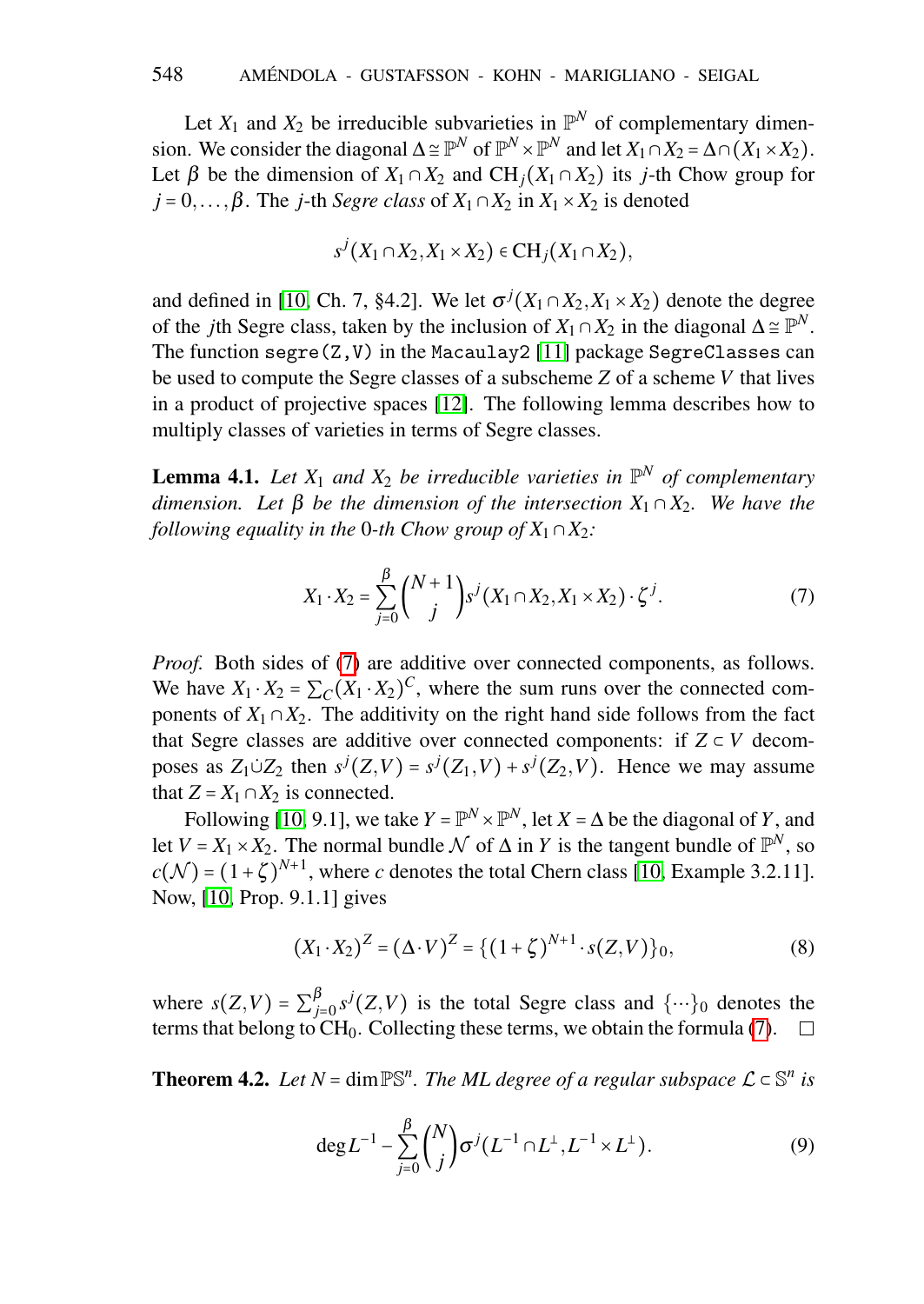Let $X_1$ and $X_2$ be irreducible subvarieties in $\mathbb{P}^N$ of complementary dimension. We consider the diagonal $\Delta \cong \mathbb{P}^N$ of $\mathbb{P}^N \times \mathbb{P}^N$ and let $X_1 \cap X_2 = \Delta \cap (X_1 \times X_2)$. Let $\beta$ be the dimension of $X_1 \cap X_2$ and $\mathrm{CH}_j(X_1 \cap X_2)$ its $j$-th Chow group for $j = 0, \ldots, \beta$. The $j$-th *Segre class* of $X_1 \cap X_2$ in $X_1 \times X_2$ is denoted

$$s^j(X_1 \cap X_2, X_1 \times X_2) \in \mathrm{CH}_j(X_1 \cap X_2),$$

and defined in [10, Ch. 7, §4.2]. We let $\sigma^j(X_1 \cap X_2, X_1 \times X_2)$ denote the degree of the $j$th Segre class, taken by the inclusion of $X_1 \cap X_2$ in the diagonal $\Delta \cong \mathbb{P}^N$. The function `segre(Z,V)` in the `Macaulay2` [11] package `SegreClasses` can be used to compute the Segre classes of a subscheme $Z$ of a scheme $V$ that lives in a product of projective spaces [12]. The following lemma describes how to multiply classes of varieties in terms of Segre classes.

**Lemma 4.1.** *Let $X_1$ and $X_2$ be irreducible varieties in $\mathbb{P}^N$ of complementary dimension. Let $\beta$ be the dimension of the intersection $X_1 \cap X_2$. We have the following equality in the 0-th Chow group of $X_1 \cap X_2$:*

$$X_1 \cdot X_2 = \sum_{j=0}^{\beta} \binom{N+1}{j} s^j(X_1 \cap X_2, X_1 \times X_2) \cdot \zeta^j. \tag{7}$$

*Proof.* Both sides of (7) are additive over connected components, as follows. We have $X_1 \cdot X_2 = \sum_C (X_1 \cdot X_2)^C$, where the sum runs over the connected components of $X_1 \cap X_2$. The additivity on the right hand side follows from the fact that Segre classes are additive over connected components: if $Z \subset V$ decomposes as $Z_1 \dot\cup Z_2$ then $s^j(Z,V) = s^j(Z_1,V) + s^j(Z_2,V)$. Hence we may assume that $Z = X_1 \cap X_2$ is connected.

Following [10, 9.1], we take $Y = \mathbb{P}^N \times \mathbb{P}^N$, let $X = \Delta$ be the diagonal of $Y$, and let $V = X_1 \times X_2$. The normal bundle $\mathcal{N}$ of $\Delta$ in $Y$ is the tangent bundle of $\mathbb{P}^N$, so $c(\mathcal{N}) = (1+\zeta)^{N+1}$, where $c$ denotes the total Chern class [10, Example 3.2.11]. Now, [10, Prop. 9.1.1] gives

$$(X_1 \cdot X_2)^Z = (\Delta \cdot V)^Z = \{(1+\zeta)^{N+1} \cdot s(Z,V)\}_0, \tag{8}$$

where $s(Z,V) = \sum_{j=0}^{\beta} s^j(Z,V)$ is the total Segre class and $\{\cdots\}_0$ denotes the terms that belong to $\mathrm{CH}_0$. Collecting these terms, we obtain the formula (7). $\square$

**Theorem 4.2.** *Let $N = \dim \mathbb{P}\mathbb{S}^n$. The ML degree of a regular subspace $\mathcal{L} \subset \mathbb{S}^n$ is*

$$\deg L^{-1} - \sum_{j=0}^{\beta} \binom{N}{j} \sigma^j(L^{-1} \cap L^{\perp}, L^{-1} \times L^{\perp}). \tag{9}$$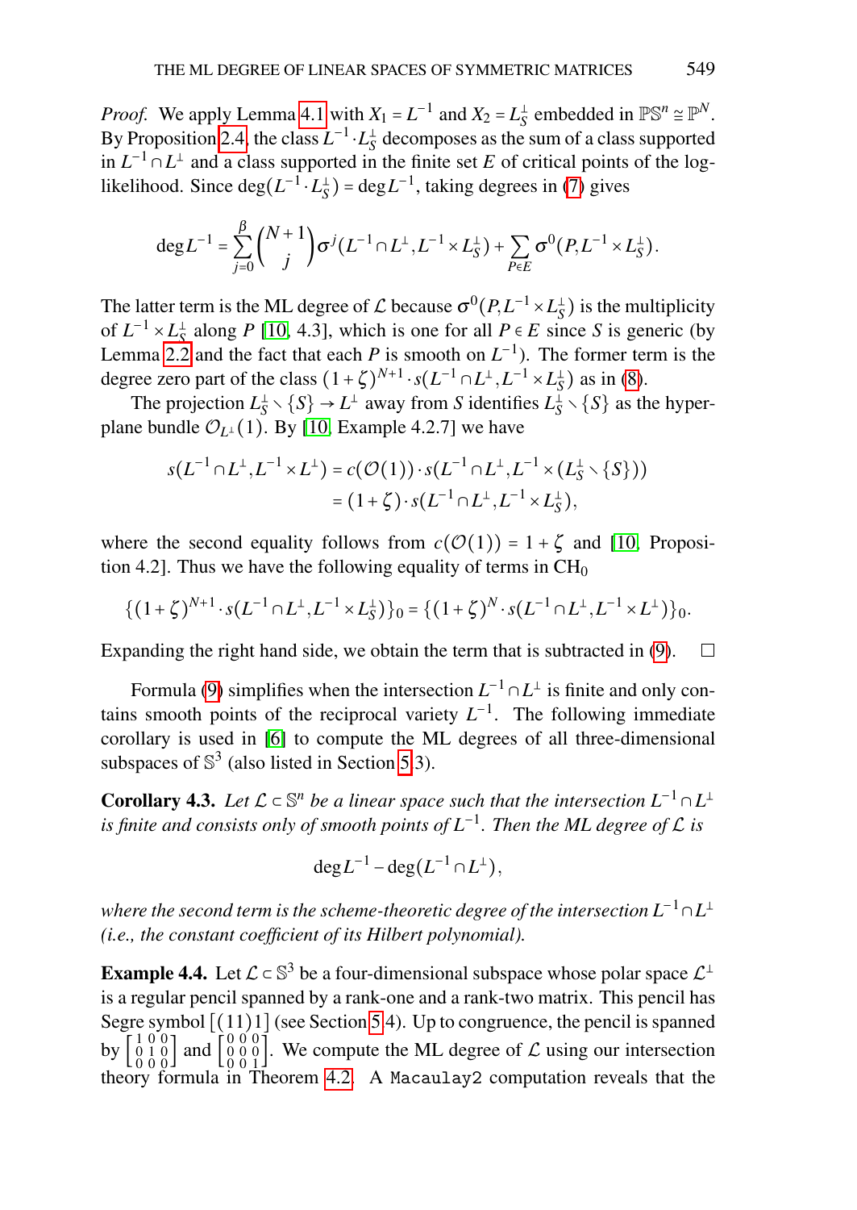*Proof.* We apply Lemma 4.1 with $X_1 = L^{-1}$ and $X_2 = L_S^{\perp}$ embedded in $\mathbb{P}\mathbb{S}^n \cong \mathbb{P}^N$. By Proposition 2.4, the class $L^{-1} \cdot L_S^{\perp}$ decomposes as the sum of a class supported in $L^{-1} \cap L^{\perp}$ and a class supported in the finite set $E$ of critical points of the log-likelihood. Since $\deg(L^{-1} \cdot L_S^{\perp}) = \deg L^{-1}$, taking degrees in (7) gives

$$\deg L^{-1} = \sum_{j=0}^{\beta} \binom{N+1}{j} \sigma^j(L^{-1} \cap L^{\perp}, L^{-1} \times L_S^{\perp}) + \sum_{P \in E} \sigma^0(P, L^{-1} \times L_S^{\perp}).$$

The latter term is the ML degree of $\mathcal{L}$ because $\sigma^0(P, L^{-1} \times L_S^{\perp})$ is the multiplicity of $L^{-1} \times L_S^{\perp}$ along $P$ [10, 4.3], which is one for all $P \in E$ since $S$ is generic (by Lemma 2.2 and the fact that each $P$ is smooth on $L^{-1}$). The former term is the degree zero part of the class $(1+\zeta)^{N+1} \cdot s(L^{-1} \cap L^{\perp}, L^{-1} \times L_S^{\perp})$ as in (8).

The projection $L_S^{\perp} \smallsetminus \{S\} \to L^{\perp}$ away from $S$ identifies $L_S^{\perp} \smallsetminus \{S\}$ as the hyperplane bundle $\mathcal{O}_{L^{\perp}}(1)$. By [10, Example 4.2.7] we have

$$\begin{aligned} s(L^{-1} \cap L^{\perp}, L^{-1} \times L^{\perp}) &= c(\mathcal{O}(1)) \cdot s(L^{-1} \cap L^{\perp}, L^{-1} \times (L_S^{\perp} \smallsetminus \{S\})) \\ &= (1+\zeta) \cdot s(L^{-1} \cap L^{\perp}, L^{-1} \times L_S^{\perp}), \end{aligned}$$

where the second equality follows from $c(\mathcal{O}(1)) = 1 + \zeta$ and [10, Proposition 4.2]. Thus we have the following equality of terms in $\mathrm{CH}_0$

$$\{(1+\zeta)^{N+1} \cdot s(L^{-1} \cap L^{\perp}, L^{-1} \times L_S^{\perp})\}_0 = \{(1+\zeta)^N \cdot s(L^{-1} \cap L^{\perp}, L^{-1} \times L^{\perp})\}_0.$$

Expanding the right hand side, we obtain the term that is subtracted in (9). □

Formula (9) simplifies when the intersection $L^{-1} \cap L^{\perp}$ is finite and only contains smooth points of the reciprocal variety $L^{-1}$. The following immediate corollary is used in [6] to compute the ML degrees of all three-dimensional subspaces of $\mathbb{S}^3$ (also listed in Section 5.3).

**Corollary 4.3.** *Let $\mathcal{L} \subset \mathbb{S}^n$ be a linear space such that the intersection $L^{-1} \cap L^{\perp}$ is finite and consists only of smooth points of $L^{-1}$. Then the ML degree of $\mathcal{L}$ is*

$$\deg L^{-1} - \deg(L^{-1} \cap L^{\perp}),$$

*where the second term is the scheme-theoretic degree of the intersection $L^{-1} \cap L^{\perp}$ (i.e., the constant coefficient of its Hilbert polynomial).*

**Example 4.4.** Let $\mathcal{L} \subset \mathbb{S}^3$ be a four-dimensional subspace whose polar space $\mathcal{L}^{\perp}$ is a regular pencil spanned by a rank-one and a rank-two matrix. This pencil has Segre symbol $[(11)1]$ (see Section 5.4). Up to congruence, the pencil is spanned by $\left[\begin{smallmatrix} 1 & 0 & 0 \\ 0 & 1 & 0 \\ 0 & 0 & 0 \end{smallmatrix}\right]$ and $\left[\begin{smallmatrix} 0 & 0 & 0 \\ 0 & 0 & 0 \\ 0 & 0 & 1 \end{smallmatrix}\right]$. We compute the ML degree of $\mathcal{L}$ using our intersection theory formula in Theorem 4.2. A `Macaulay2` computation reveals that the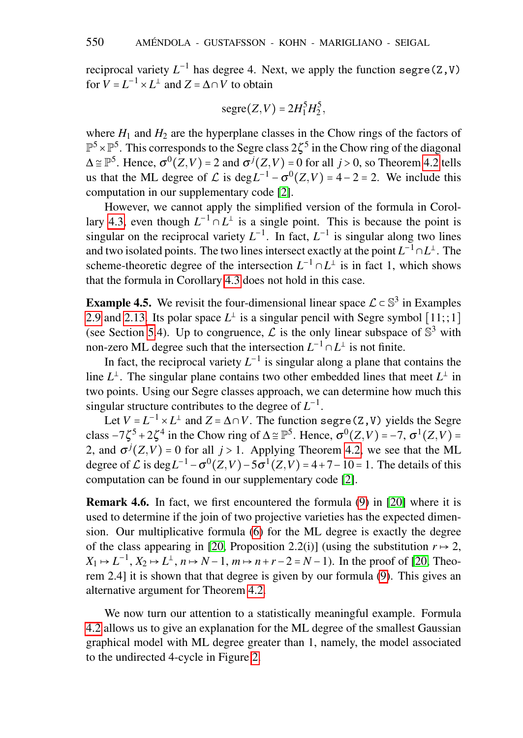reciprocal variety $L^{-1}$ has degree 4. Next, we apply the function `segre(Z,V)` for $V = L^{-1} \times L^{\perp}$ and $Z = \Delta \cap V$ to obtain

$$\mathrm{segre}(Z,V) = 2H_1^5 H_2^5,$$

where $H_1$ and $H_2$ are the hyperplane classes in the Chow rings of the factors of $\mathbb{P}^5 \times \mathbb{P}^5$. This corresponds to the Segre class $2\zeta^5$ in the Chow ring of the diagonal $\Delta \cong \mathbb{P}^5$. Hence, $\sigma^0(Z,V) = 2$ and $\sigma^j(Z,V) = 0$ for all $j > 0$, so Theorem 4.2 tells us that the ML degree of $\mathcal{L}$ is $\deg L^{-1} - \sigma^0(Z,V) = 4 - 2 = 2$. We include this computation in our supplementary code [2].

However, we cannot apply the simplified version of the formula in Corollary 4.3, even though $L^{-1} \cap L^{\perp}$ is a single point. This is because the point is singular on the reciprocal variety $L^{-1}$. In fact, $L^{-1}$ is singular along two lines and two isolated points. The two lines intersect exactly at the point $L^{-1} \cap L^{\perp}$. The scheme-theoretic degree of the intersection $L^{-1} \cap L^{\perp}$ is in fact 1, which shows that the formula in Corollary 4.3 does not hold in this case.

**Example 4.5.** We revisit the four-dimensional linear space $\mathcal{L} \subset \mathbb{S}^3$ in Examples 2.9 and 2.13. Its polar space $L^{\perp}$ is a singular pencil with Segre symbol $[11;;1]$ (see Section 5.4). Up to congruence, $\mathcal{L}$ is the only linear subspace of $\mathbb{S}^3$ with non-zero ML degree such that the intersection $L^{-1} \cap L^{\perp}$ is not finite.

In fact, the reciprocal variety $L^{-1}$ is singular along a plane that contains the line $L^{\perp}$. The singular plane contains two other embedded lines that meet $L^{\perp}$ in two points. Using our Segre classes approach, we can determine how much this singular structure contributes to the degree of $L^{-1}$.

Let $V = L^{-1} \times L^{\perp}$ and $Z = \Delta \cap V$. The function `segre(Z,V)` yields the Segre class $-7\zeta^5 + 2\zeta^4$ in the Chow ring of $\Delta \cong \mathbb{P}^5$. Hence, $\sigma^0(Z,V) = -7$, $\sigma^1(Z,V) = 2$, and $\sigma^j(Z,V) = 0$ for all $j > 1$. Applying Theorem 4.2, we see that the ML degree of $\mathcal{L}$ is $\deg L^{-1} - \sigma^0(Z,V) - 5\sigma^1(Z,V) = 4 + 7 - 10 = 1$. The details of this computation can be found in our supplementary code [2].

**Remark 4.6.** In fact, we first encountered the formula (9) in [20] where it is used to determine if the join of two projective varieties has the expected dimension. Our multiplicative formula (6) for the ML degree is exactly the degree of the class appearing in [20, Proposition 2.2(i)] (using the substitution $r \mapsto 2$, $X_1 \mapsto L^{-1}$, $X_2 \mapsto L^{\perp}$, $n \mapsto N-1$, $m \mapsto n+r-2 = N-1$). In the proof of [20, Theorem 2.4] it is shown that that degree is given by our formula (9). This gives an alternative argument for Theorem 4.2.

We now turn our attention to a statistically meaningful example. Formula 4.2 allows us to give an explanation for the ML degree of the smallest Gaussian graphical model with ML degree greater than 1, namely, the model associated to the undirected 4-cycle in Figure 2.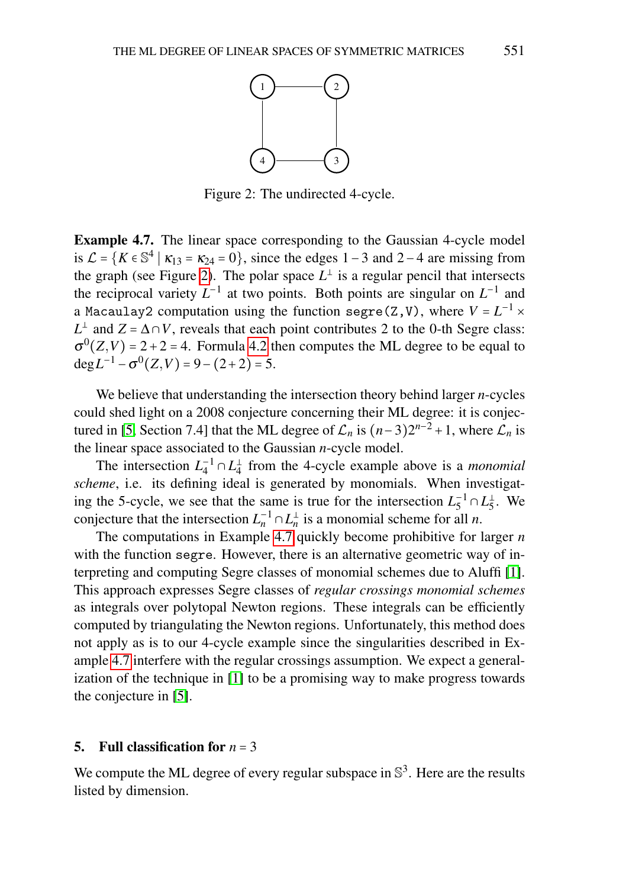Figure 2: The undirected 4-cycle.

**Example 4.7.** The linear space corresponding to the Gaussian 4-cycle model is $\mathcal{L} = \{K \in \mathbb{S}^4 \mid \kappa_{13} = \kappa_{24} = 0\}$, since the edges $1-3$ and $2-4$ are missing from the graph (see Figure 2). The polar space $L^\perp$ is a regular pencil that intersects the reciprocal variety $L^{-1}$ at two points. Both points are singular on $L^{-1}$ and a Macaulay2 computation using the function `segre(Z,V)`, where $V = L^{-1} \times L^\perp$ and $Z = \Delta \cap V$, reveals that each point contributes 2 to the 0-th Segre class: $\sigma^0(Z,V) = 2+2 = 4$. Formula 4.2 then computes the ML degree to be equal to $\deg L^{-1} - \sigma^0(Z,V) = 9 - (2+2) = 5$.

We believe that understanding the intersection theory behind larger $n$-cycles could shed light on a 2008 conjecture concerning their ML degree: it is conjectured in [5, Section 7.4] that the ML degree of $\mathcal{L}_n$ is $(n-3)2^{n-2}+1$, where $\mathcal{L}_n$ is the linear space associated to the Gaussian $n$-cycle model.

The intersection $L_4^{-1} \cap L_4^\perp$ from the 4-cycle example above is a *monomial scheme*, i.e. its defining ideal is generated by monomials. When investigating the 5-cycle, we see that the same is true for the intersection $L_5^{-1} \cap L_5^\perp$. We conjecture that the intersection $L_n^{-1} \cap L_n^\perp$ is a monomial scheme for all $n$.

The computations in Example 4.7 quickly become prohibitive for larger $n$ with the function `segre`. However, there is an alternative geometric way of interpreting and computing Segre classes of monomial schemes due to Aluffi [1]. This approach expresses Segre classes of *regular crossings monomial schemes* as integrals over polytopal Newton regions. These integrals can be efficiently computed by triangulating the Newton regions. Unfortunately, this method does not apply as is to our 4-cycle example since the singularities described in Example 4.7 interfere with the regular crossings assumption. We expect a generalization of the technique in [1] to be a promising way to make progress towards the conjecture in [5].

## 5. Full classification for $n = 3$

We compute the ML degree of every regular subspace in $\mathbb{S}^3$. Here are the results listed by dimension.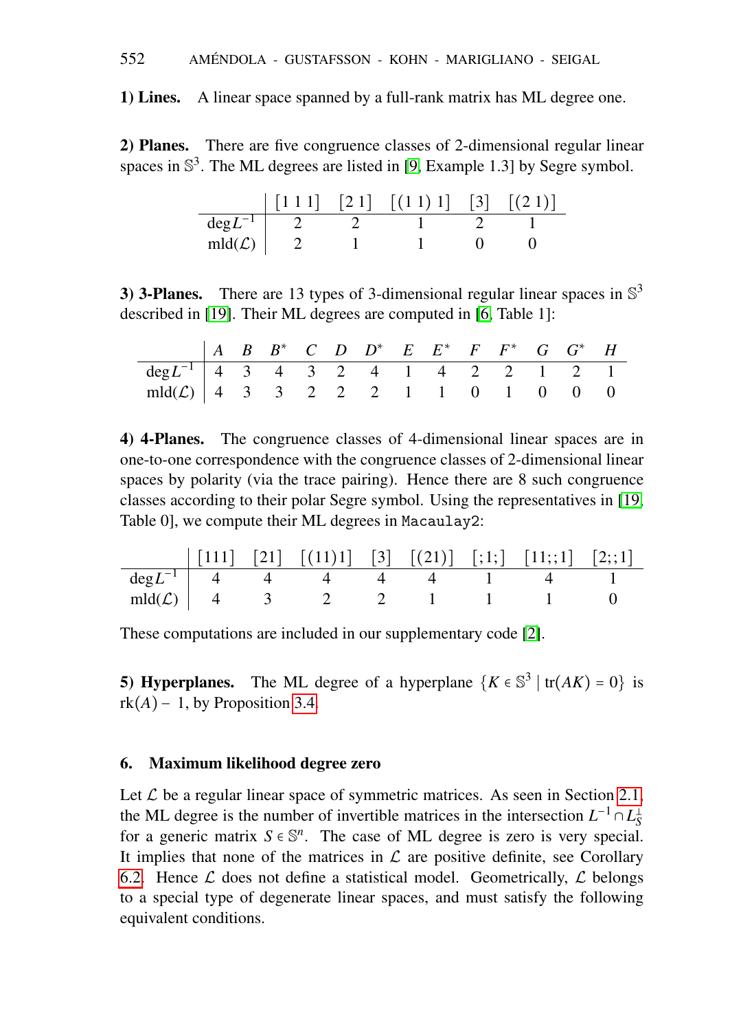**1) Lines.** A linear space spanned by a full-rank matrix has ML degree one.

**2) Planes.** There are five congruence classes of 2-dimensional regular linear spaces in $\mathbb{S}^3$. The ML degrees are listed in [9, Example 1.3] by Segre symbol.

| | [1 1 1] | [2 1] | [(1 1) 1] | [3] | [(2 1)] |
|---|---|---|---|---|---|
| $\deg L^{-1}$ | 2 | 2 | 1 | 2 | 1 |
| $\mathrm{mld}(\mathcal{L})$ | 2 | 1 | 1 | 0 | 0 |

**3) 3-Planes.** There are 13 types of 3-dimensional regular linear spaces in $\mathbb{S}^3$ described in [19]. Their ML degrees are computed in [6, Table 1]:

| | $A$ | $B$ | $B^*$ | $C$ | $D$ | $D^*$ | $E$ | $E^*$ | $F$ | $F^*$ | $G$ | $G^*$ | $H$ |
|---|---|---|---|---|---|---|---|---|---|---|---|---|---|
| $\deg L^{-1}$ | 4 | 3 | 4 | 3 | 2 | 4 | 1 | 4 | 2 | 2 | 1 | 2 | 1 |
| $\mathrm{mld}(\mathcal{L})$ | 4 | 3 | 3 | 2 | 2 | 2 | 1 | 1 | 0 | 1 | 0 | 0 | 0 |

**4) 4-Planes.** The congruence classes of 4-dimensional linear spaces are in one-to-one correspondence with the congruence classes of 2-dimensional linear spaces by polarity (via the trace pairing). Hence there are 8 such congruence classes according to their polar Segre symbol. Using the representatives in [19, Table 0], we compute their ML degrees in `Macaulay2`:

| | [111] | [21] | [(11)1] | [3] | [(21)] | [;1;] | [11;;1] | [2;;1] |
|---|---|---|---|---|---|---|---|---|
| $\deg L^{-1}$ | 4 | 4 | 4 | 4 | 4 | 1 | 4 | 1 |
| $\mathrm{mld}(\mathcal{L})$ | 4 | 3 | 2 | 2 | 1 | 1 | 1 | 0 |

These computations are included in our supplementary code [2].

**5) Hyperplanes.** The ML degree of a hyperplane $\{K \in \mathbb{S}^3 \mid \mathrm{tr}(AK) = 0\}$ is $\mathrm{rk}(A) - 1$, by Proposition 3.4.

## 6. Maximum likelihood degree zero

Let $\mathcal{L}$ be a regular linear space of symmetric matrices. As seen in Section 2.1, the ML degree is the number of invertible matrices in the intersection $L^{-1} \cap L_S^{\perp}$ for a generic matrix $S \in \mathbb{S}^n$. The case of ML degree is zero is very special. It implies that none of the matrices in $\mathcal{L}$ are positive definite, see Corollary 6.2. Hence $\mathcal{L}$ does not define a statistical model. Geometrically, $\mathcal{L}$ belongs to a special type of degenerate linear spaces, and must satisfy the following equivalent conditions.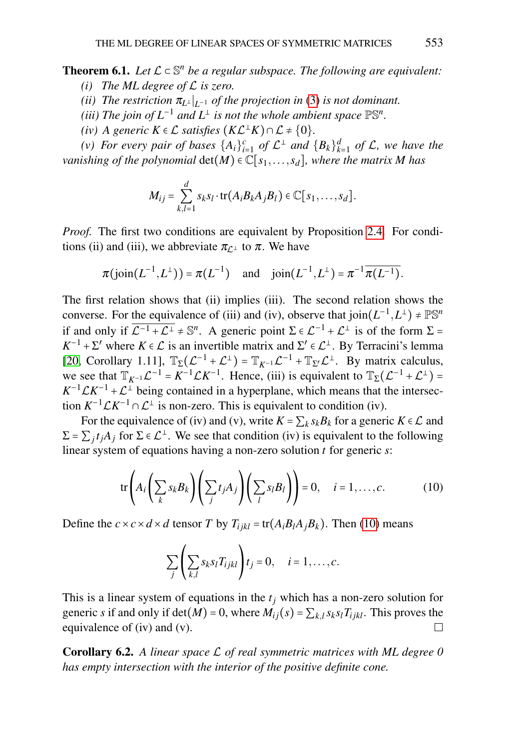**Theorem 6.1.** *Let $\mathcal{L} \subset \mathbb{S}^n$ be a regular subspace. The following are equivalent:*

*(i) The ML degree of $\mathcal{L}$ is zero.*

*(ii) The restriction $\pi_{L^\perp}|_{L^{-1}}$ of the projection in (3) is not dominant.*

*(iii) The join of $L^{-1}$ and $L^\perp$ is not the whole ambient space $\mathbb{PS}^n$.*

*(iv) A generic $K \in \mathcal{L}$ satisfies $(K\mathcal{L}^\perp K) \cap \mathcal{L} \neq \{0\}$.*

*(v) For every pair of bases $\{A_i\}_{i=1}^c$ of $\mathcal{L}^\perp$ and $\{B_k\}_{k=1}^d$ of $\mathcal{L}$, we have the vanishing of the polynomial $\det(M) \in \mathbb{C}[s_1, \dots, s_d]$, where the matrix $M$ has*

$$M_{ij} = \sum_{k,l=1}^{d} s_k s_l \cdot \operatorname{tr}(A_i B_k A_j B_l) \in \mathbb{C}[s_1, \dots, s_d].$$

*Proof.* The first two conditions are equivalent by Proposition 2.4. For conditions (ii) and (iii), we abbreviate $\pi_{\mathcal{L}^\perp}$ to $\pi$. We have

$$\pi(\operatorname{join}(L^{-1}, L^\perp)) = \pi(L^{-1}) \quad \text{and} \quad \operatorname{join}(L^{-1}, L^\perp) = \pi^{-1}\overline{\pi(L^{-1})}.$$

The first relation shows that (ii) implies (iii). The second relation shows the converse. For the equivalence of (iii) and (iv), observe that $\operatorname{join}(L^{-1}, L^\perp) \neq \mathbb{PS}^n$ if and only if $\overline{\mathcal{L}^{-1} + \mathcal{L}^\perp} \neq \mathbb{S}^n$. A generic point $\Sigma \in \mathcal{L}^{-1} + \mathcal{L}^\perp$ is of the form $\Sigma = K^{-1} + \Sigma'$ where $K \in \mathcal{L}$ is an invertible matrix and $\Sigma' \in \mathcal{L}^\perp$. By Terracini's lemma [20, Corollary 1.11], $\mathbb{T}_\Sigma(\mathcal{L}^{-1} + \mathcal{L}^\perp) = \mathbb{T}_{K^{-1}}\mathcal{L}^{-1} + \mathbb{T}_{\Sigma'}\mathcal{L}^\perp$. By matrix calculus, we see that $\mathbb{T}_{K^{-1}}\mathcal{L}^{-1} = K^{-1}\mathcal{L}K^{-1}$. Hence, (iii) is equivalent to $\mathbb{T}_\Sigma(\mathcal{L}^{-1} + \mathcal{L}^\perp) = K^{-1}\mathcal{L}K^{-1} + \mathcal{L}^\perp$ being contained in a hyperplane, which means that the intersection $K^{-1}\mathcal{L}K^{-1} \cap \mathcal{L}^\perp$ is non-zero. This is equivalent to condition (iv).

For the equivalence of (iv) and (v), write $K = \sum_k s_k B_k$ for a generic $K \in \mathcal{L}$ and $\Sigma = \sum_j t_j A_j$ for $\Sigma \in \mathcal{L}^\perp$. We see that condition (iv) is equivalent to the following linear system of equations having a non-zero solution $t$ for generic $s$:

$$\operatorname{tr}\left(A_i \left(\sum_k s_k B_k\right)\left(\sum_j t_j A_j\right)\left(\sum_l s_l B_l\right)\right) = 0, \quad i = 1, \dots, c. \tag{10}$$

Define the $c \times c \times d \times d$ tensor $T$ by $T_{ijkl} = \operatorname{tr}(A_i B_l A_j B_k)$. Then (10) means

$$\sum_j \left(\sum_{k,l} s_k s_l T_{ijkl}\right) t_j = 0, \quad i = 1, \dots, c.$$

This is a linear system of equations in the $t_j$ which has a non-zero solution for generic $s$ if and only if $\det(M) = 0$, where $M_{ij}(s) = \sum_{k,l} s_k s_l T_{ijkl}$. This proves the equivalence of (iv) and (v). □

**Corollary 6.2.** *A linear space $\mathcal{L}$ of real symmetric matrices with ML degree 0 has empty intersection with the interior of the positive definite cone.*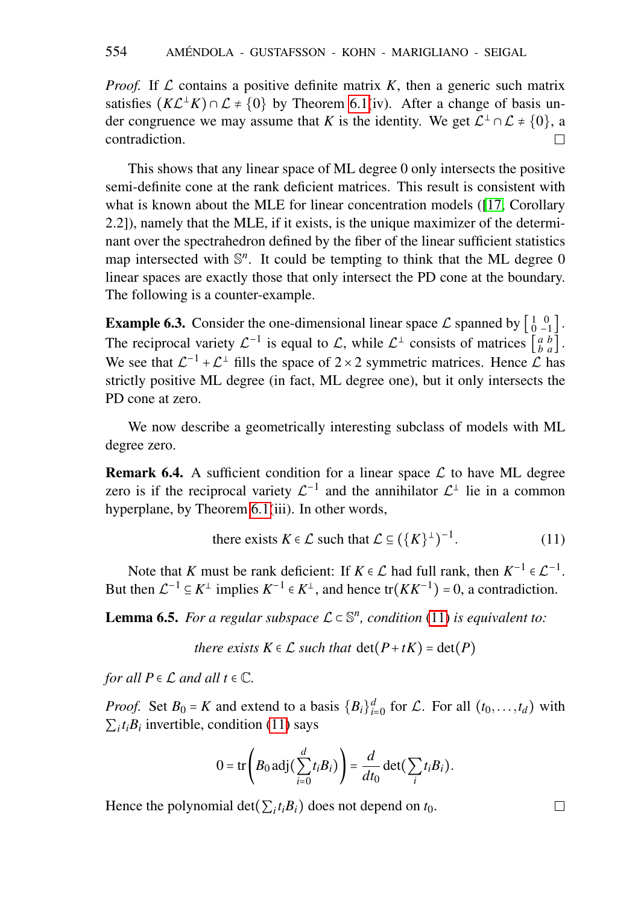*Proof.* If $\mathcal{L}$ contains a positive definite matrix $K$, then a generic such matrix satisfies $(K\mathcal{L}^\perp K) \cap \mathcal{L} \neq \{0\}$ by Theorem 6.1(iv). After a change of basis under congruence we may assume that $K$ is the identity. We get $\mathcal{L}^\perp \cap \mathcal{L} \neq \{0\}$, a contradiction. □

This shows that any linear space of ML degree 0 only intersects the positive semi-definite cone at the rank deficient matrices. This result is consistent with what is known about the MLE for linear concentration models ([17, Corollary 2.2]), namely that the MLE, if it exists, is the unique maximizer of the determinant over the spectrahedron defined by the fiber of the linear sufficient statistics map intersected with $\mathbb{S}^n$. It could be tempting to think that the ML degree 0 linear spaces are exactly those that only intersect the PD cone at the boundary. The following is a counter-example.

**Example 6.3.** Consider the one-dimensional linear space $\mathcal{L}$ spanned by $\left[\begin{smallmatrix} 1 & 0 \\ 0 & -1 \end{smallmatrix}\right]$. The reciprocal variety $\mathcal{L}^{-1}$ is equal to $\mathcal{L}$, while $\mathcal{L}^\perp$ consists of matrices $\left[\begin{smallmatrix} a & b \\ b & a \end{smallmatrix}\right]$. We see that $\mathcal{L}^{-1} + \mathcal{L}^\perp$ fills the space of $2 \times 2$ symmetric matrices. Hence $\mathcal{L}$ has strictly positive ML degree (in fact, ML degree one), but it only intersects the PD cone at zero.

We now describe a geometrically interesting subclass of models with ML degree zero.

**Remark 6.4.** A sufficient condition for a linear space $\mathcal{L}$ to have ML degree zero is if the reciprocal variety $\mathcal{L}^{-1}$ and the annihilator $\mathcal{L}^\perp$ lie in a common hyperplane, by Theorem 6.1(iii). In other words,

$$\text{there exists } K \in \mathcal{L} \text{ such that } \mathcal{L} \subseteq (\{K\}^\perp)^{-1}. \tag{11}$$

Note that $K$ must be rank deficient: If $K \in \mathcal{L}$ had full rank, then $K^{-1} \in \mathcal{L}^{-1}$. But then $\mathcal{L}^{-1} \subseteq K^\perp$ implies $K^{-1} \in K^\perp$, and hence $\operatorname{tr}(KK^{-1}) = 0$, a contradiction.

**Lemma 6.5.** *For a regular subspace $\mathcal{L} \subset \mathbb{S}^n$, condition (11) is equivalent to:*

$$\textit{there exists } K \in \mathcal{L} \textit{ such that } \det(P + tK) = \det(P)$$

*for all $P \in \mathcal{L}$ and all $t \in \mathbb{C}$.*

*Proof.* Set $B_0 = K$ and extend to a basis $\{B_i\}_{i=0}^d$ for $\mathcal{L}$. For all $(t_0, \ldots, t_d)$ with $\sum_i t_i B_i$ invertible, condition (11) says

$$0 = \operatorname{tr}\left(B_0 \operatorname{adj}(\sum_{i=0}^d t_i B_i)\right) = \frac{d}{dt_0} \det(\sum_i t_i B_i).$$

Hence the polynomial $\det(\sum_i t_i B_i)$ does not depend on $t_0$. □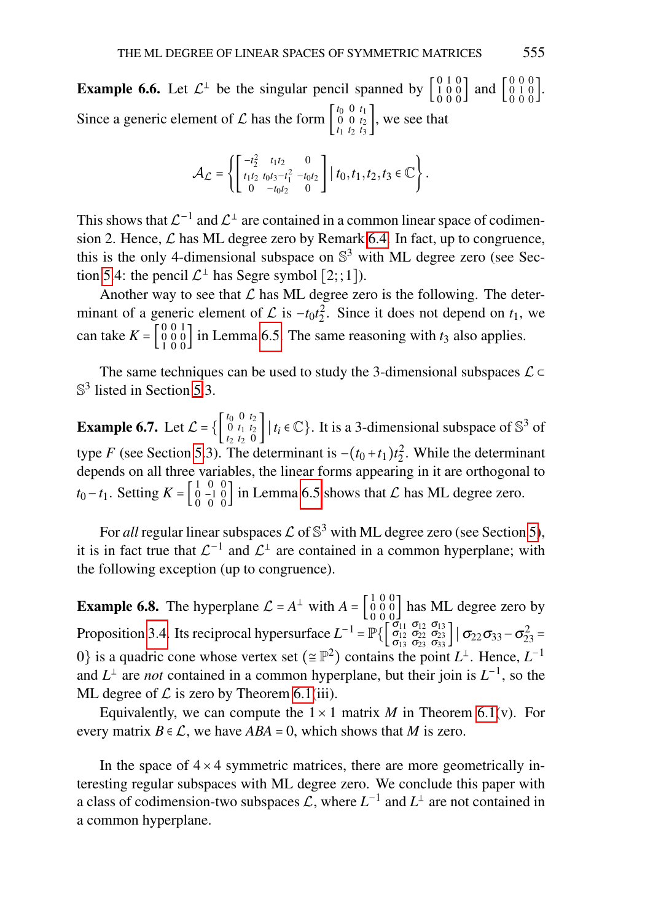**Example 6.6.** Let $\mathcal{L}^\perp$ be the singular pencil spanned by $\left[\begin{smallmatrix} 0 & 1 & 0 \\ 1 & 0 & 0 \\ 0 & 0 & 0 \end{smallmatrix}\right]$ and $\left[\begin{smallmatrix} 0 & 0 & 0 \\ 0 & 1 & 0 \\ 0 & 0 & 0 \end{smallmatrix}\right]$. Since a generic element of $\mathcal{L}$ has the form $\left[\begin{smallmatrix} t_0 & 0 & t_1 \\ 0 & 0 & t_2 \\ t_1 & t_2 & t_3 \end{smallmatrix}\right]$, we see that

$$\mathcal{A}_{\mathcal{L}} = \left\{ \begin{bmatrix} -t_2^2 & t_1 t_2 & 0 \\ t_1 t_2 & t_0 t_3 - t_1^2 & -t_0 t_2 \\ 0 & -t_0 t_2 & 0 \end{bmatrix} \mid t_0, t_1, t_2, t_3 \in \mathbb{C} \right\}.$$

This shows that $\mathcal{L}^{-1}$ and $\mathcal{L}^\perp$ are contained in a common linear space of codimension 2. Hence, $\mathcal{L}$ has ML degree zero by Remark 6.4. In fact, up to congruence, this is the only 4-dimensional subspace on $\mathbb{S}^3$ with ML degree zero (see Section 5.4: the pencil $\mathcal{L}^\perp$ has Segre symbol $[2;;1]$).

Another way to see that $\mathcal{L}$ has ML degree zero is the following. The determinant of a generic element of $\mathcal{L}$ is $-t_0 t_2^2$. Since it does not depend on $t_1$, we can take $K = \left[\begin{smallmatrix} 0 & 0 & 1 \\ 0 & 0 & 0 \\ 1 & 0 & 0 \end{smallmatrix}\right]$ in Lemma 6.5. The same reasoning with $t_3$ also applies.

The same techniques can be used to study the 3-dimensional subspaces $\mathcal{L} \subset \mathbb{S}^3$ listed in Section 5.3.

**Example 6.7.** Let $\mathcal{L} = \{ \left[\begin{smallmatrix} t_0 & 0 & t_2 \\ 0 & t_1 & t_2 \\ t_2 & t_2 & 0 \end{smallmatrix}\right] \mid t_i \in \mathbb{C} \}$. It is a 3-dimensional subspace of $\mathbb{S}^3$ of type $F$ (see Section 5.3). The determinant is $-(t_0 + t_1) t_2^2$. While the determinant depends on all three variables, the linear forms appearing in it are orthogonal to $t_0 - t_1$. Setting $K = \left[\begin{smallmatrix} 1 & 0 & 0 \\ 0 & -1 & 0 \\ 0 & 0 & 0 \end{smallmatrix}\right]$ in Lemma 6.5 shows that $\mathcal{L}$ has ML degree zero.

For *all* regular linear subspaces $\mathcal{L}$ of $\mathbb{S}^3$ with ML degree zero (see Section 5), it is in fact true that $\mathcal{L}^{-1}$ and $\mathcal{L}^\perp$ are contained in a common hyperplane; with the following exception (up to congruence).

**Example 6.8.** The hyperplane $\mathcal{L} = A^\perp$ with $A = \left[\begin{smallmatrix} 1 & 0 & 0 \\ 0 & 0 & 0 \\ 0 & 0 & 0 \end{smallmatrix}\right]$ has ML degree zero by Proposition 3.4. Its reciprocal hypersurface $L^{-1} = \mathbb{P}\{ \left[\begin{smallmatrix} \sigma_{11} & \sigma_{12} & \sigma_{13} \\ \sigma_{12} & \sigma_{22} & \sigma_{23} \\ \sigma_{13} & \sigma_{23} & \sigma_{33} \end{smallmatrix}\right] \mid \sigma_{22}\sigma_{33} - \sigma_{23}^2 = 0 \}$ is a quadric cone whose vertex set ($\cong \mathbb{P}^2$) contains the point $L^\perp$. Hence, $L^{-1}$ and $L^\perp$ are *not* contained in a common hyperplane, but their join is $L^{-1}$, so the ML degree of $\mathcal{L}$ is zero by Theorem 6.1(iii).

Equivalently, we can compute the $1 \times 1$ matrix $M$ in Theorem 6.1(v). For every matrix $B \in \mathcal{L}$, we have $ABA = 0$, which shows that $M$ is zero.

In the space of $4 \times 4$ symmetric matrices, there are more geometrically interesting regular subspaces with ML degree zero. We conclude this paper with a class of codimension-two subspaces $\mathcal{L}$, where $L^{-1}$ and $L^\perp$ are not contained in a common hyperplane.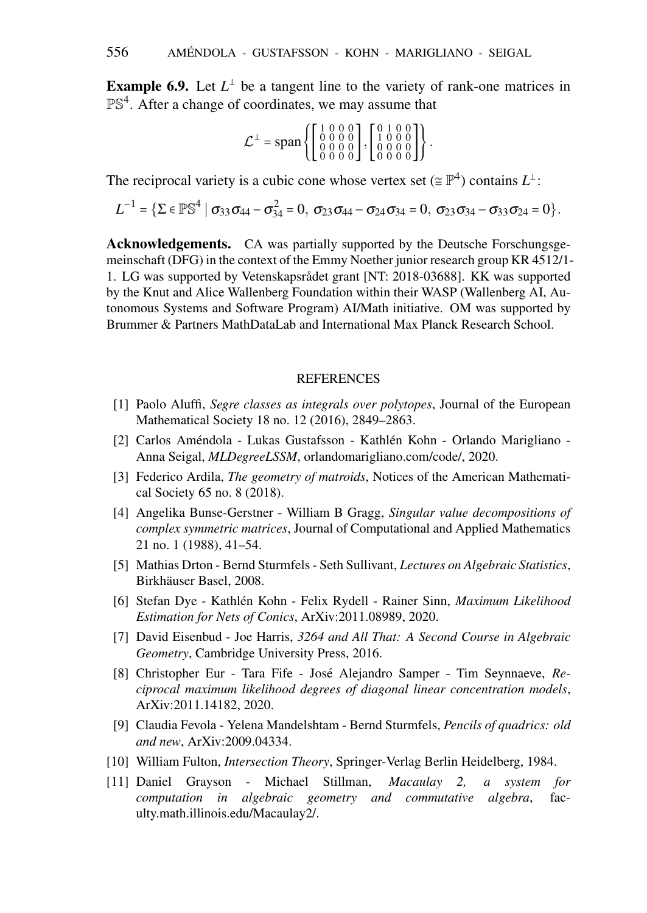**Example 6.9.** Let $L^{\perp}$ be a tangent line to the variety of rank-one matrices in $\mathbb{PS}^4$. After a change of coordinates, we may assume that

$$\mathcal{L}^{\perp} = \text{span}\left\{ \begin{bmatrix} 1 & 0 & 0 & 0 \\ 0 & 0 & 0 & 0 \\ 0 & 0 & 0 & 0 \\ 0 & 0 & 0 & 0 \end{bmatrix}, \begin{bmatrix} 0 & 1 & 0 & 0 \\ 1 & 0 & 0 & 0 \\ 0 & 0 & 0 & 0 \\ 0 & 0 & 0 & 0 \end{bmatrix} \right\}.$$

The reciprocal variety is a cubic cone whose vertex set ($\cong \mathbb{P}^4$) contains $L^{\perp}$:

$$L^{-1} = \{\Sigma \in \mathbb{PS}^4 \mid \sigma_{33}\sigma_{44} - \sigma_{34}^2 = 0,\ \sigma_{23}\sigma_{44} - \sigma_{24}\sigma_{34} = 0,\ \sigma_{23}\sigma_{34} - \sigma_{33}\sigma_{24} = 0\}.$$

**Acknowledgements.** CA was partially supported by the Deutsche Forschungsgemeinschaft (DFG) in the context of the Emmy Noether junior research group KR 4512/1-1. LG was supported by Vetenskapsrådet grant [NT: 2018-03688]. KK was supported by the Knut and Alice Wallenberg Foundation within their WASP (Wallenberg AI, Autonomous Systems and Software Program) AI/Math initiative. OM was supported by Brummer & Partners MathDataLab and International Max Planck Research School.

## REFERENCES

[1] Paolo Aluffi, *Segre classes as integrals over polytopes*, Journal of the European Mathematical Society 18 no. 12 (2016), 2849–2863.

[2] Carlos Améndola - Lukas Gustafsson - Kathlén Kohn - Orlando Marigliano - Anna Seigal, *MLDegreeLSSM*, orlandomarigliano.com/code/, 2020.

[3] Federico Ardila, *The geometry of matroids*, Notices of the American Mathematical Society 65 no. 8 (2018).

[4] Angelika Bunse-Gerstner - William B Gragg, *Singular value decompositions of complex symmetric matrices*, Journal of Computational and Applied Mathematics 21 no. 1 (1988), 41–54.

[5] Mathias Drton - Bernd Sturmfels - Seth Sullivant, *Lectures on Algebraic Statistics*, Birkhäuser Basel, 2008.

[6] Stefan Dye - Kathlén Kohn - Felix Rydell - Rainer Sinn, *Maximum Likelihood Estimation for Nets of Conics*, ArXiv:2011.08989, 2020.

[7] David Eisenbud - Joe Harris, *3264 and All That: A Second Course in Algebraic Geometry*, Cambridge University Press, 2016.

[8] Christopher Eur - Tara Fife - José Alejandro Samper - Tim Seynnaeve, *Reciprocal maximum likelihood degrees of diagonal linear concentration models*, ArXiv:2011.14182, 2020.

[9] Claudia Fevola - Yelena Mandelshtam - Bernd Sturmfels, *Pencils of quadrics: old and new*, ArXiv:2009.04334.

[10] William Fulton, *Intersection Theory*, Springer-Verlag Berlin Heidelberg, 1984.

[11] Daniel Grayson - Michael Stillman, *Macaulay 2, a system for computation in algebraic geometry and commutative algebra*, faculty.math.illinois.edu/Macaulay2/.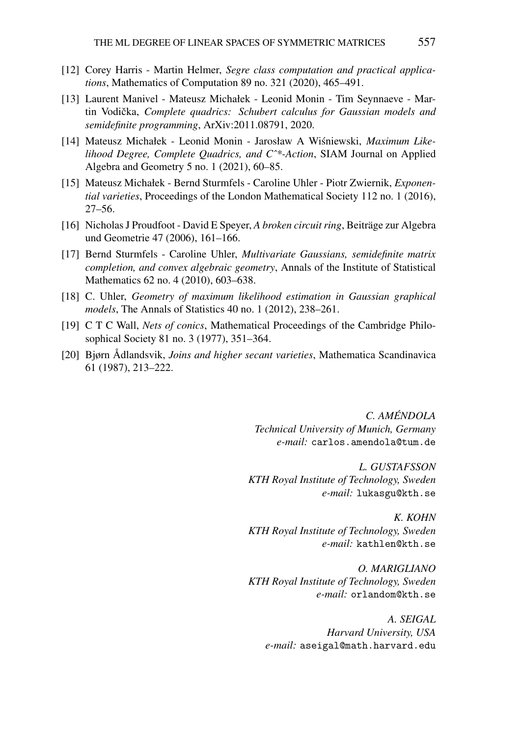[12] Corey Harris - Martin Helmer, *Segre class computation and practical applications*, Mathematics of Computation 89 no. 321 (2020), 465–491.

[13] Laurent Manivel - Mateusz Michałek - Leonid Monin - Tim Seynnaeve - Martin Vodička, *Complete quadrics: Schubert calculus for Gaussian models and semidefinite programming*, ArXiv:2011.08791, 2020.

[14] Mateusz Michałek - Leonid Monin - Jarosław A Wiśniewski, *Maximum Likelihood Degree, Complete Quadrics, and C^*-Action*, SIAM Journal on Applied Algebra and Geometry 5 no. 1 (2021), 60–85.

[15] Mateusz Michałek - Bernd Sturmfels - Caroline Uhler - Piotr Zwiernik, *Exponential varieties*, Proceedings of the London Mathematical Society 112 no. 1 (2016), 27–56.

[16] Nicholas J Proudfoot - David E Speyer, *A broken circuit ring*, Beiträge zur Algebra und Geometrie 47 (2006), 161–166.

[17] Bernd Sturmfels - Caroline Uhler, *Multivariate Gaussians, semidefinite matrix completion, and convex algebraic geometry*, Annals of the Institute of Statistical Mathematics 62 no. 4 (2010), 603–638.

[18] C. Uhler, *Geometry of maximum likelihood estimation in Gaussian graphical models*, The Annals of Statistics 40 no. 1 (2012), 238–261.

[19] C T C Wall, *Nets of conics*, Mathematical Proceedings of the Cambridge Philosophical Society 81 no. 3 (1977), 351–364.

[20] Bjørn Ådlandsvik, *Joins and higher secant varieties*, Mathematica Scandinavica 61 (1987), 213–222.

*C. AMÉNDOLA*
*Technical University of Munich, Germany*
*e-mail:* carlos.amendola@tum.de

*L. GUSTAFSSON*
*KTH Royal Institute of Technology, Sweden*
*e-mail:* lukasgu@kth.se

*K. KOHN*
*KTH Royal Institute of Technology, Sweden*
*e-mail:* kathlen@kth.se

*O. MARIGLIANO*
*KTH Royal Institute of Technology, Sweden*
*e-mail:* orlandom@kth.se

*A. SEIGAL*
*Harvard University, USA*
*e-mail:* aseigal@math.harvard.edu